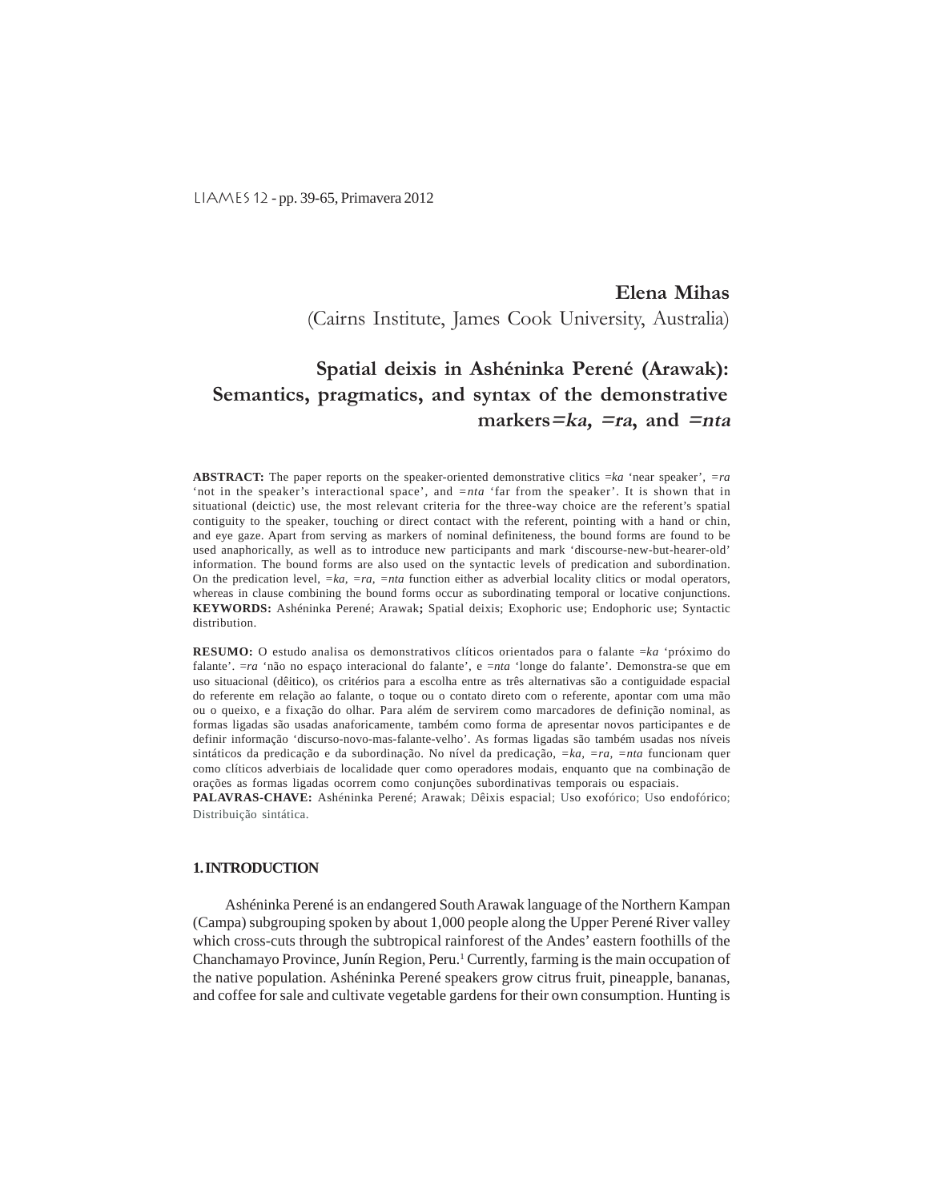**Elena Mihas**
(Cairns Institute, James Cook University, Australia)

# Spatial deixis in Ashéninka Perené (Arawak): Semantics, pragmatics, and syntax of the demonstrative markers *=ka*, *=ra*, and *=nta*

**ABSTRACT:** The paper reports on the speaker-oriented demonstrative clitics *=ka* 'near speaker', *=ra* 'not in the speaker's interactional space', and *=nta* 'far from the speaker'. It is shown that in situational (deictic) use, the most relevant criteria for the three-way choice are the referent's spatial contiguity to the speaker, touching or direct contact with the referent, pointing with a hand or chin, and eye gaze. Apart from serving as markers of nominal definiteness, the bound forms are found to be used anaphorically, as well as to introduce new participants and mark 'discourse-new-but-hearer-old' information. The bound forms are also used on the syntactic levels of predication and subordination. On the predication level, *=ka, =ra, =nta* function either as adverbial locality clitics or modal operators, whereas in clause combining the bound forms occur as subordinating temporal or locative conjunctions.
**KEYWORDS:** Ashéninka Perené; Arawak**;** Spatial deixis; Exophoric use; Endophoric use; Syntactic distribution.

**RESUMO:** O estudo analisa os demonstrativos clíticos orientados para o falante *=ka* 'próximo do falante'. *=ra* 'não no espaço interacional do falante', e *=nta* 'longe do falante'. Demonstra-se que em uso situacional (dêitico), os critérios para a escolha entre as três alternativas são a contiguidade espacial do referente em relação ao falante, o toque ou o contato direto com o referente, apontar com uma mão ou o queixo, e a fixação do olhar. Para além de servirem como marcadores de definição nominal, as formas ligadas são usadas anaforicamente, também como forma de apresentar novos participantes e de definir informação 'discurso-novo-mas-falante-velho'. As formas ligadas são também usadas nos níveis sintáticos da predicação e da subordinação. No nível da predicação, *=ka, =ra, =nta* funcionam quer como clíticos adverbiais de localidade quer como operadores modais, enquanto que na combinação de orações as formas ligadas ocorrem como conjunções subordinativas temporais ou espaciais.
**PALAVRAS-CHAVE:** Ashéninka Perené; Arawak; Dêixis espacial; Uso exofórico; Uso endofórico; Distribuição sintática.

## 1. INTRODUCTION

Ashéninka Perené is an endangered South Arawak language of the Northern Kampan (Campa) subgrouping spoken by about 1,000 people along the Upper Perené River valley which cross-cuts through the subtropical rainforest of the Andes' eastern foothills of the Chanchamayo Province, Junín Region, Peru.[1] Currently, farming is the main occupation of the native population. Ashéninka Perené speakers grow citrus fruit, pineapple, bananas, and coffee for sale and cultivate vegetable gardens for their own consumption. Hunting is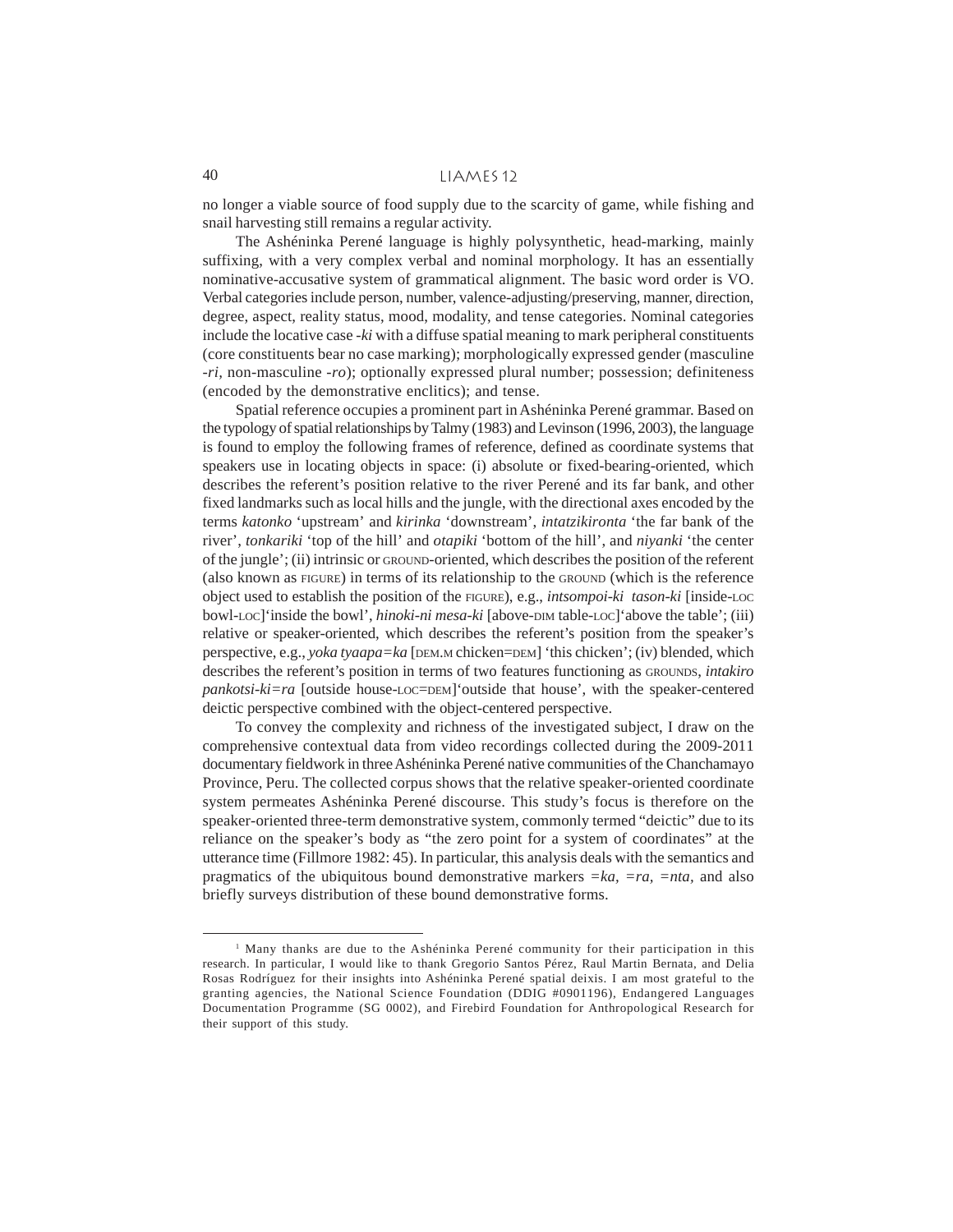no longer a viable source of food supply due to the scarcity of game, while fishing and snail harvesting still remains a regular activity.

The Ashéninka Perené language is highly polysynthetic, head-marking, mainly suffixing, with a very complex verbal and nominal morphology. It has an essentially nominative-accusative system of grammatical alignment. The basic word order is VO. Verbal categories include person, number, valence-adjusting/preserving, manner, direction, degree, aspect, reality status, mood, modality, and tense categories. Nominal categories include the locative case *-ki* with a diffuse spatial meaning to mark peripheral constituents (core constituents bear no case marking); morphologically expressed gender (masculine *-ri*, non-masculine *-ro*); optionally expressed plural number; possession; definiteness (encoded by the demonstrative enclitics); and tense.

Spatial reference occupies a prominent part in Ashéninka Perené grammar. Based on the typology of spatial relationships by Talmy (1983) and Levinson (1996, 2003), the language is found to employ the following frames of reference, defined as coordinate systems that speakers use in locating objects in space: (i) absolute or fixed-bearing-oriented, which describes the referent's position relative to the river Perené and its far bank, and other fixed landmarks such as local hills and the jungle, with the directional axes encoded by the terms *katonko* 'upstream' and *kirinka* 'downstream', *intatzikironta* 'the far bank of the river', *tonkariki* 'top of the hill' and *otapiki* 'bottom of the hill', and *niyanki* 'the center of the jungle'; (ii) intrinsic or GROUND-oriented, which describes the position of the referent (also known as FIGURE) in terms of its relationship to the GROUND (which is the reference object used to establish the position of the FIGURE), e.g., *intsompoi-ki tason-ki* [inside-LOC bowl-LOC]'inside the bowl', *hinoki-ni mesa-ki* [above-DIM table-LOC]'above the table'; (iii) relative or speaker-oriented, which describes the referent's position from the speaker's perspective, e.g., *yoka tyaapa=ka* [DEM.M chicken=DEM] 'this chicken'; (iv) blended, which describes the referent's position in terms of two features functioning as GROUNDS, *intakiro pankotsi-ki=ra* [outside house-LOC=DEM]'outside that house', with the speaker-centered deictic perspective combined with the object-centered perspective.

To convey the complexity and richness of the investigated subject, I draw on the comprehensive contextual data from video recordings collected during the 2009-2011 documentary fieldwork in three Ashéninka Perené native communities of the Chanchamayo Province, Peru. The collected corpus shows that the relative speaker-oriented coordinate system permeates Ashéninka Perené discourse. This study's focus is therefore on the speaker-oriented three-term demonstrative system, commonly termed "deictic" due to its reliance on the speaker's body as "the zero point for a system of coordinates" at the utterance time (Fillmore 1982: 45). In particular, this analysis deals with the semantics and pragmatics of the ubiquitous bound demonstrative markers *=ka, =ra, =nta,* and also briefly surveys distribution of these bound demonstrative forms.

---

[1] Many thanks are due to the Ashéninka Perené community for their participation in this research. In particular, I would like to thank Gregorio Santos Pérez, Raul Martin Bernata, and Delia Rosas Rodríguez for their insights into Ashéninka Perené spatial deixis. I am most grateful to the granting agencies, the National Science Foundation (DDIG #0901196), Endangered Languages Documentation Programme (SG 0002), and Firebird Foundation for Anthropological Research for their support of this study.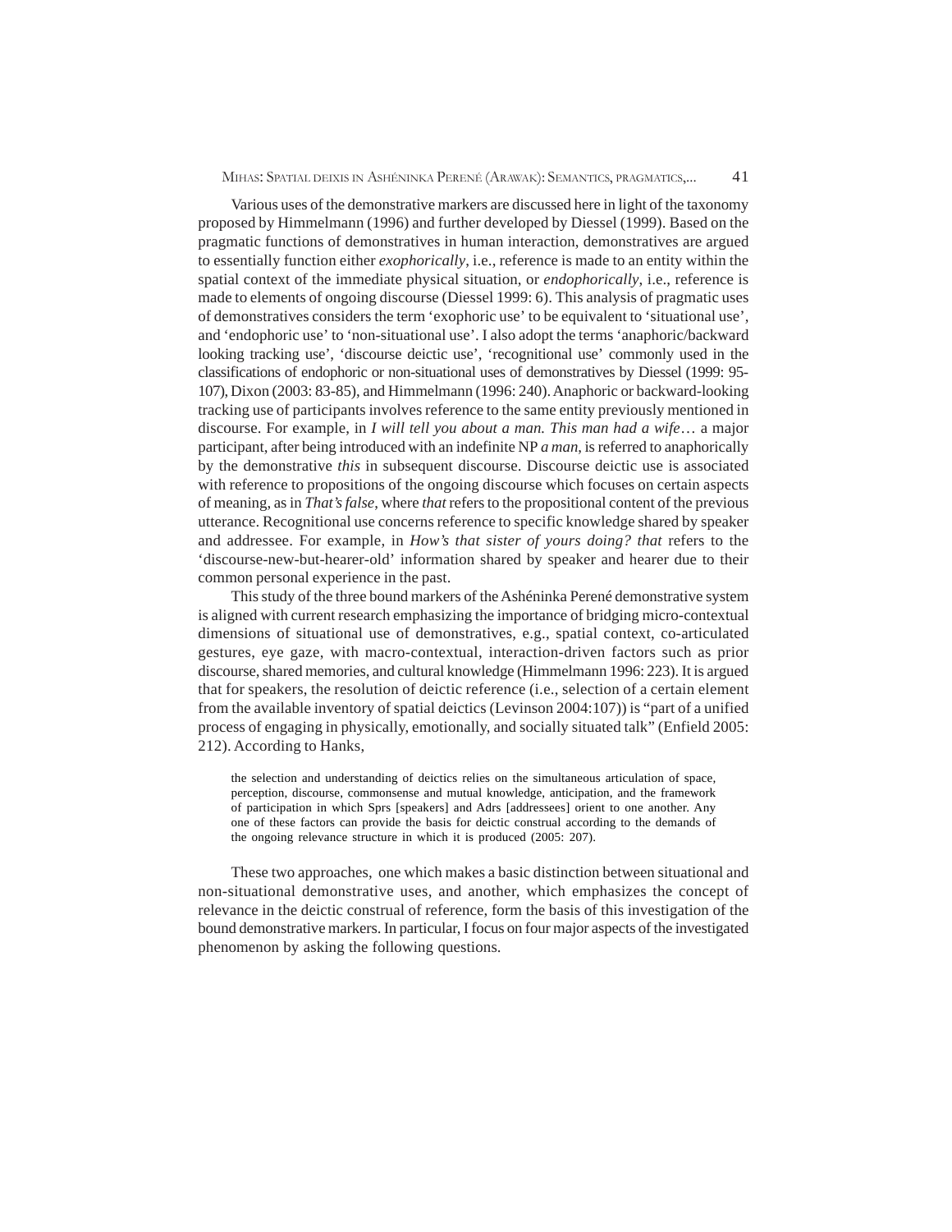Various uses of the demonstrative markers are discussed here in light of the taxonomy proposed by Himmelmann (1996) and further developed by Diessel (1999). Based on the pragmatic functions of demonstratives in human interaction, demonstratives are argued to essentially function either *exophorically*, i.e., reference is made to an entity within the spatial context of the immediate physical situation, or *endophorically*, i.e., reference is made to elements of ongoing discourse (Diessel 1999: 6). This analysis of pragmatic uses of demonstratives considers the term 'exophoric use' to be equivalent to 'situational use', and 'endophoric use' to 'non-situational use'. I also adopt the terms 'anaphoric/backward looking tracking use', 'discourse deictic use', 'recognitional use' commonly used in the classifications of endophoric or non-situational uses of demonstratives by Diessel (1999: 95-107), Dixon (2003: 83-85), and Himmelmann (1996: 240). Anaphoric or backward-looking tracking use of participants involves reference to the same entity previously mentioned in discourse. For example, in *I will tell you about a man. This man had a wife*… a major participant, after being introduced with an indefinite NP *a man*, is referred to anaphorically by the demonstrative *this* in subsequent discourse. Discourse deictic use is associated with reference to propositions of the ongoing discourse which focuses on certain aspects of meaning, as in *That's false*, where *that* refers to the propositional content of the previous utterance. Recognitional use concerns reference to specific knowledge shared by speaker and addressee. For example, in *How's that sister of yours doing? that* refers to the 'discourse-new-but-hearer-old' information shared by speaker and hearer due to their common personal experience in the past.

This study of the three bound markers of the Ashéninka Perené demonstrative system is aligned with current research emphasizing the importance of bridging micro-contextual dimensions of situational use of demonstratives, e.g., spatial context, co-articulated gestures, eye gaze, with macro-contextual, interaction-driven factors such as prior discourse, shared memories, and cultural knowledge (Himmelmann 1996: 223). It is argued that for speakers, the resolution of deictic reference (i.e., selection of a certain element from the available inventory of spatial deictics (Levinson 2004:107)) is "part of a unified process of engaging in physically, emotionally, and socially situated talk" (Enfield 2005: 212). According to Hanks,

> the selection and understanding of deictics relies on the simultaneous articulation of space, perception, discourse, commonsense and mutual knowledge, anticipation, and the framework of participation in which Sprs [speakers] and Adrs [addressees] orient to one another. Any one of these factors can provide the basis for deictic construal according to the demands of the ongoing relevance structure in which it is produced (2005: 207).

These two approaches, one which makes a basic distinction between situational and non-situational demonstrative uses, and another, which emphasizes the concept of relevance in the deictic construal of reference, form the basis of this investigation of the bound demonstrative markers. In particular, I focus on four major aspects of the investigated phenomenon by asking the following questions.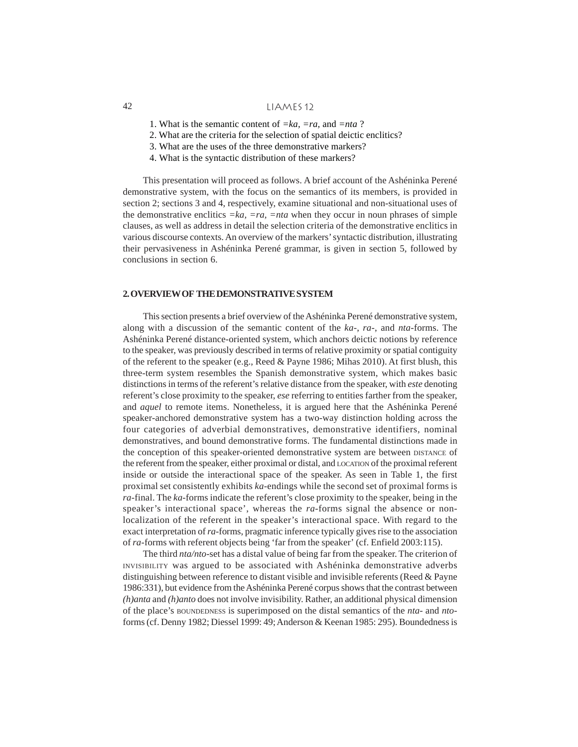1. What is the semantic content of *=ka*, *=ra*, and *=nta* ?
2. What are the criteria for the selection of spatial deictic enclitics?
3. What are the uses of the three demonstrative markers?
4. What is the syntactic distribution of these markers?

This presentation will proceed as follows. A brief account of the Ashéninka Perené demonstrative system, with the focus on the semantics of its members, is provided in section 2; sections 3 and 4, respectively, examine situational and non-situational uses of the demonstrative enclitics *=ka*, *=ra*, *=nta* when they occur in noun phrases of simple clauses, as well as address in detail the selection criteria of the demonstrative enclitics in various discourse contexts. An overview of the markers' syntactic distribution, illustrating their pervasiveness in Ashéninka Perené grammar, is given in section 5, followed by conclusions in section 6.

## 2. OVERVIEW OF THE DEMONSTRATIVE SYSTEM

This section presents a brief overview of the Ashéninka Perené demonstrative system, along with a discussion of the semantic content of the *ka*-, *ra*-, and *nta*-forms. The Ashéninka Perené distance-oriented system, which anchors deictic notions by reference to the speaker, was previously described in terms of relative proximity or spatial contiguity of the referent to the speaker (e.g., Reed & Payne 1986; Mihas 2010). At first blush, this three-term system resembles the Spanish demonstrative system, which makes basic distinctions in terms of the referent's relative distance from the speaker, with *este* denoting referent's close proximity to the speaker, *ese* referring to entities farther from the speaker, and *aquel* to remote items. Nonetheless, it is argued here that the Ashéninka Perené speaker-anchored demonstrative system has a two-way distinction holding across the four categories of adverbial demonstratives, demonstrative identifiers, nominal demonstratives, and bound demonstrative forms. The fundamental distinctions made in the conception of this speaker-oriented demonstrative system are between DISTANCE of the referent from the speaker, either proximal or distal, and LOCATION of the proximal referent inside or outside the interactional space of the speaker. As seen in Table 1, the first proximal set consistently exhibits *ka*-endings while the second set of proximal forms is *ra*-final. The *ka*-forms indicate the referent's close proximity to the speaker, being in the speaker's interactional space', whereas the *ra*-forms signal the absence or non-localization of the referent in the speaker's interactional space. With regard to the exact interpretation of *ra*-forms, pragmatic inference typically gives rise to the association of *ra*-forms with referent objects being 'far from the speaker' (cf. Enfield 2003:115).

The third *nta/nto*-set has a distal value of being far from the speaker. The criterion of INVISIBILITY was argued to be associated with Ashéninka demonstrative adverbs distinguishing between reference to distant visible and invisible referents (Reed & Payne 1986:331), but evidence from the Ashéninka Perené corpus shows that the contrast between *(h)anta* and *(h)anto* does not involve invisibility. Rather, an additional physical dimension of the place's BOUNDEDNESS is superimposed on the distal semantics of the *nta*- and *nto*-forms (cf. Denny 1982; Diessel 1999: 49; Anderson & Keenan 1985: 295). Boundedness is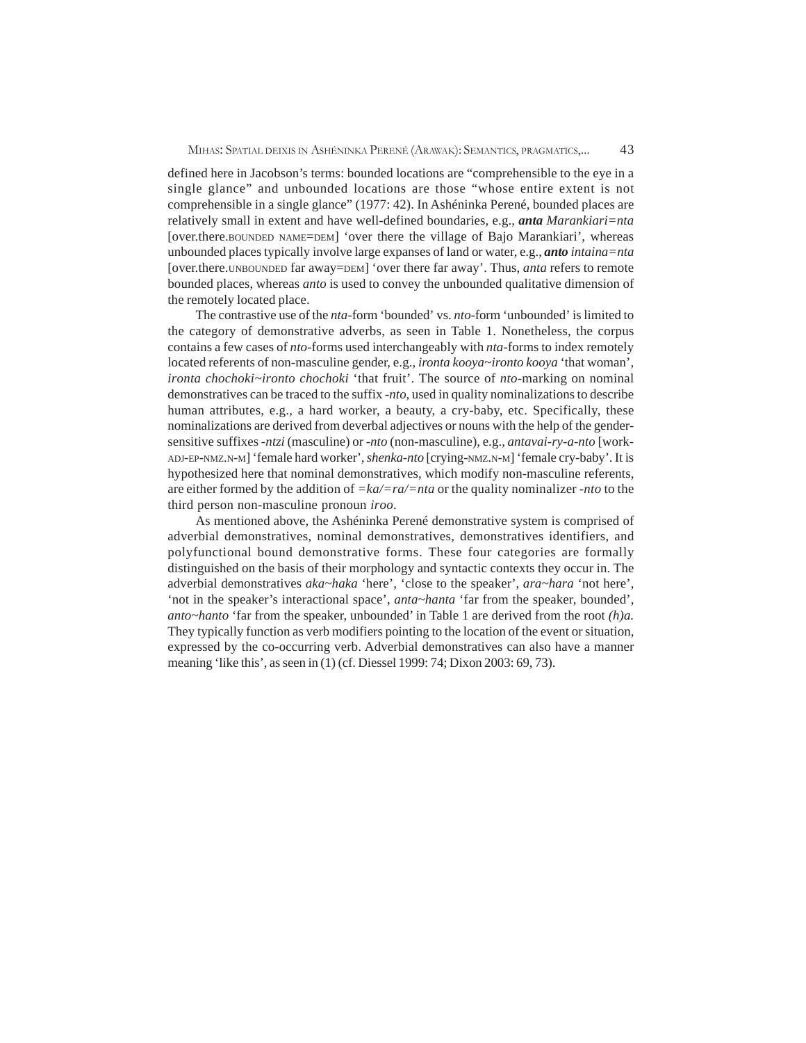defined here in Jacobson's terms: bounded locations are "comprehensible to the eye in a single glance" and unbounded locations are those "whose entire extent is not comprehensible in a single glance" (1977: 42). In Ashéninka Perené, bounded places are relatively small in extent and have well-defined boundaries, e.g., ***anta*** *Marankiari=nta* [over.there.BOUNDED NAME=DEM] 'over there the village of Bajo Marankiari', whereas unbounded places typically involve large expanses of land or water, e.g., ***anto*** *intaina=nta* [over.there.UNBOUNDED far away=DEM] 'over there far away'. Thus, *anta* refers to remote bounded places, whereas *anto* is used to convey the unbounded qualitative dimension of the remotely located place.

The contrastive use of the *nta*-form 'bounded' vs. *nto*-form 'unbounded' is limited to the category of demonstrative adverbs, as seen in Table 1. Nonetheless, the corpus contains a few cases of *nto*-forms used interchangeably with *nta*-forms to index remotely located referents of non-masculine gender, e.g., *ironta kooya~ironto kooya* 'that woman', *ironta chochoki~ironto chochoki* 'that fruit'. The source of *nto*-marking on nominal demonstratives can be traced to the suffix *-nto*, used in quality nominalizations to describe human attributes, e.g., a hard worker, a beauty, a cry-baby, etc. Specifically, these nominalizations are derived from deverbal adjectives or nouns with the help of the gender-sensitive suffixes *-ntzi* (masculine) or *-nto* (non-masculine), e.g., *antavai-ry-a-nto* [work-ADJ-EP-NMZ.N-M] 'female hard worker', *shenka-nto* [crying-NMZ.N-M] 'female cry-baby'. It is hypothesized here that nominal demonstratives, which modify non-masculine referents, are either formed by the addition of *=ka/=ra/=nta* or the quality nominalizer *-nto* to the third person non-masculine pronoun *iroo*.

As mentioned above, the Ashéninka Perené demonstrative system is comprised of adverbial demonstratives, nominal demonstratives, demonstratives identifiers, and polyfunctional bound demonstrative forms. These four categories are formally distinguished on the basis of their morphology and syntactic contexts they occur in. The adverbial demonstratives *aka~haka* 'here', 'close to the speaker', *ara~hara* 'not here', 'not in the speaker's interactional space', *anta~hanta* 'far from the speaker, bounded', *anto~hanto* 'far from the speaker, unbounded' in Table 1 are derived from the root *(h)a.* They typically function as verb modifiers pointing to the location of the event or situation, expressed by the co-occurring verb. Adverbial demonstratives can also have a manner meaning 'like this', as seen in (1) (cf. Diessel 1999: 74; Dixon 2003: 69, 73).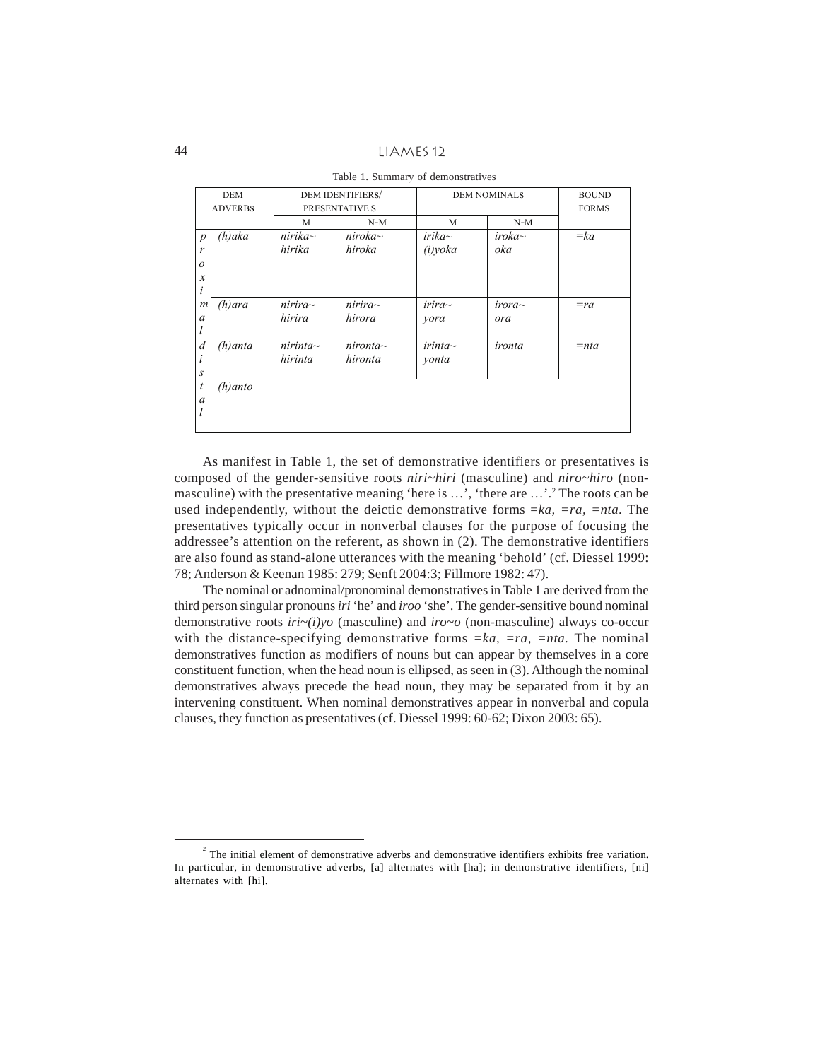Table 1. Summary of demonstratives

| DEM ADVERBS | | DEM IDENTIFIERS/ PRESENTATIVES | | DEM NOMINALS | | BOUND FORMS |
|---|---|---|---|---|---|---|
| | | M | N-M | M | N-M | |
| *proximal* | *(h)aka* | *nirika~ hirika* | *niroka~ hiroka* | *irika~ (i)yoka* | *iroka~ oka* | *=ka* |
| | *(h)ara* | *nirira~ hirira* | *nirira~ hirora* | *irira~ yora* | *irora~ ora* | *=ra* |
| *distal* | *(h)anta* | *nirinta~ hirinta* | *nironta~ hironta* | *irinta~ yonta* | *ironta* | *=nta* |
| | *(h)anto* | | | | | |

As manifest in Table 1, the set of demonstrative identifiers or presentatives is composed of the gender-sensitive roots *niri~hiri* (masculine) and *niro~hiro* (non-masculine) with the presentative meaning 'here is …', 'there are …'.[2] The roots can be used independently, without the deictic demonstrative forms *=ka, =ra, =nta*. The presentatives typically occur in nonverbal clauses for the purpose of focusing the addressee's attention on the referent, as shown in (2). The demonstrative identifiers are also found as stand-alone utterances with the meaning 'behold' (cf. Diessel 1999: 78; Anderson & Keenan 1985: 279; Senft 2004:3; Fillmore 1982: 47).

The nominal or adnominal/pronominal demonstratives in Table 1 are derived from the third person singular pronouns *iri* 'he' and *iroo* 'she'. The gender-sensitive bound nominal demonstrative roots *iri~(i)yo* (masculine) and *iro~o* (non-masculine) always co-occur with the distance-specifying demonstrative forms *=ka, =ra, =nta*. The nominal demonstratives function as modifiers of nouns but can appear by themselves in a core constituent function, when the head noun is ellipsed, as seen in (3). Although the nominal demonstratives always precede the head noun, they may be separated from it by an intervening constituent. When nominal demonstratives appear in nonverbal and copula clauses, they function as presentatives (cf. Diessel 1999: 60-62; Dixon 2003: 65).

[2] The initial element of demonstrative adverbs and demonstrative identifiers exhibits free variation. In particular, in demonstrative adverbs, [a] alternates with [ha]; in demonstrative identifiers, [ni] alternates with [hi].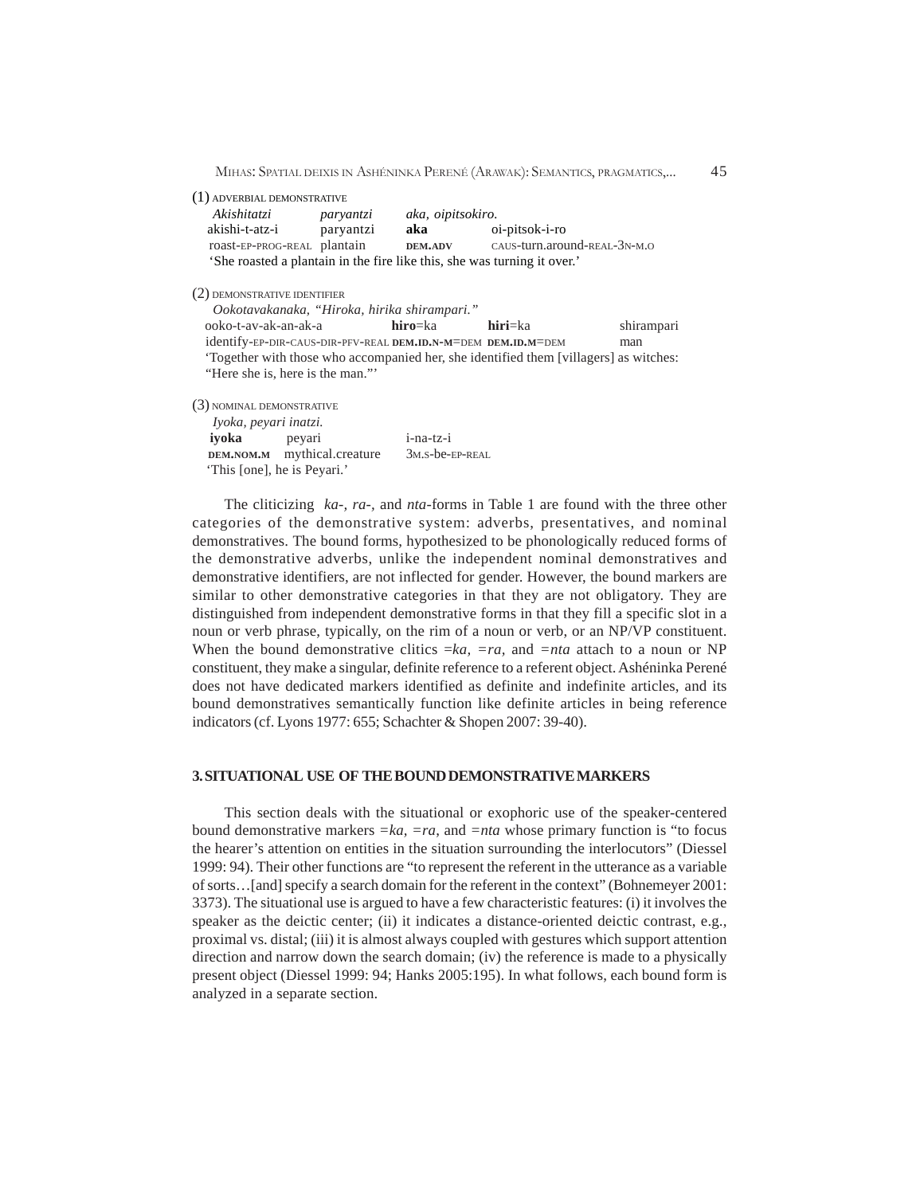(1) ADVERBIAL DEMONSTRATIVE

*Akishitatzi paryantzi aka, oipitsokiro.*

| akishi-t-atz-i | paryantzi | **aka** | oi-pitsok-i-ro |
|---|---|---|---|
| roast-EP-PROG-REAL | plantain | **DEM.ADV** | CAUS-turn.around-REAL-3N-M.O |

'She roasted a plantain in the fire like this, she was turning it over.'

(2) DEMONSTRATIVE IDENTIFIER

*Ookotavakanaka, "Hiroka, hirika shirampari."*

| ooko-t-av-ak-an-ak-a | **hiro**=ka | **hiri**=ka | shirampari |
|---|---|---|---|
| identify-EP-DIR-CAUS-DIR-PFV-REAL | **DEM.ID.N-M**=DEM | **DEM.ID.M**=DEM | man |

'Together with those who accompanied her, she identified them [villagers] as witches: "Here she is, here is the man."'

(3) NOMINAL DEMONSTRATIVE

*Iyoka, peyari inatzi.*

| **iyoka** | peyari | i-na-tz-i |
|---|---|---|
| **DEM.NOM.M** | mythical.creature | 3M.S-be-EP-REAL |

'This [one], he is Peyari.'

The cliticizing *ka-*, *ra-*, and *nta*-forms in Table 1 are found with the three other categories of the demonstrative system: adverbs, presentatives, and nominal demonstratives. The bound forms, hypothesized to be phonologically reduced forms of the demonstrative adverbs, unlike the independent nominal demonstratives and demonstrative identifiers, are not inflected for gender. However, the bound markers are similar to other demonstrative categories in that they are not obligatory. They are distinguished from independent demonstrative forms in that they fill a specific slot in a noun or verb phrase, typically, on the rim of a noun or verb, or an NP/VP constituent. When the bound demonstrative clitics =*ka*, =*ra*, and =*nta* attach to a noun or NP constituent, they make a singular, definite reference to a referent object. Ashéninka Perené does not have dedicated markers identified as definite and indefinite articles, and its bound demonstratives semantically function like definite articles in being reference indicators (cf. Lyons 1977: 655; Schachter & Shopen 2007: 39-40).

## 3. SITUATIONAL USE OF THE BOUND DEMONSTRATIVE MARKERS

This section deals with the situational or exophoric use of the speaker-centered bound demonstrative markers =*ka*, =*ra*, and =*nta* whose primary function is "to focus the hearer's attention on entities in the situation surrounding the interlocutors" (Diessel 1999: 94). Their other functions are "to represent the referent in the utterance as a variable of sorts…[and] specify a search domain for the referent in the context" (Bohnemeyer 2001: 3373). The situational use is argued to have a few characteristic features: (i) it involves the speaker as the deictic center; (ii) it indicates a distance-oriented deictic contrast, e.g., proximal vs. distal; (iii) it is almost always coupled with gestures which support attention direction and narrow down the search domain; (iv) the reference is made to a physically present object (Diessel 1999: 94; Hanks 2005:195). In what follows, each bound form is analyzed in a separate section.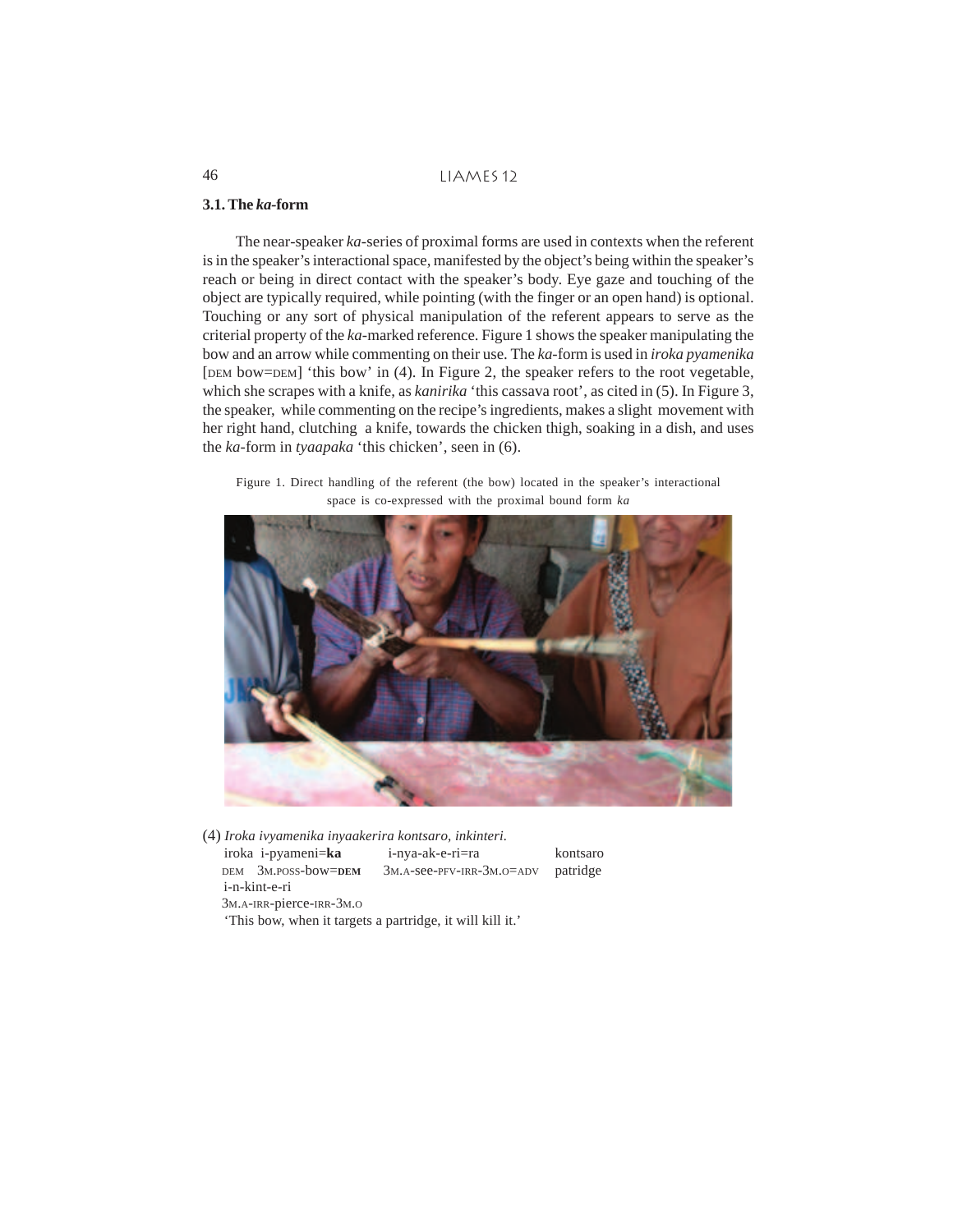### 3.1. The *ka*-form

The near-speaker *ka*-series of proximal forms are used in contexts when the referent is in the speaker's interactional space, manifested by the object's being within the speaker's reach or being in direct contact with the speaker's body. Eye gaze and touching of the object are typically required, while pointing (with the finger or an open hand) is optional. Touching or any sort of physical manipulation of the referent appears to serve as the criterial property of the *ka*-marked reference. Figure 1 shows the speaker manipulating the bow and an arrow while commenting on their use. The *ka*-form is used in *iroka pyamenika* [DEM bow=DEM] 'this bow' in (4). In Figure 2, the speaker refers to the root vegetable, which she scrapes with a knife, as *kanirika* 'this cassava root', as cited in (5). In Figure 3, the speaker, while commenting on the recipe's ingredients, makes a slight movement with her right hand, clutching a knife, towards the chicken thigh, soaking in a dish, and uses the *ka*-form in *tyaapaka* 'this chicken', seen in (6).

Figure 1. Direct handling of the referent (the bow) located in the speaker's interactional space is co-expressed with the proximal bound form *ka*

(4) *Iroka ivyamenika inyaakerira kontsaro, inkinteri.*

| iroka | i-pyameni=**ka** | i-nya-ak-e-ri=ra | kontsaro |
|---|---|---|---|
| DEM | 3M.POSS-bow=**DEM** | 3M.A-see-PFV-IRR-3M.O=ADV | patridge |

i-n-kint-e-ri
3M.A-IRR-pierce-IRR-3M.O

'This bow, when it targets a partridge, it will kill it.'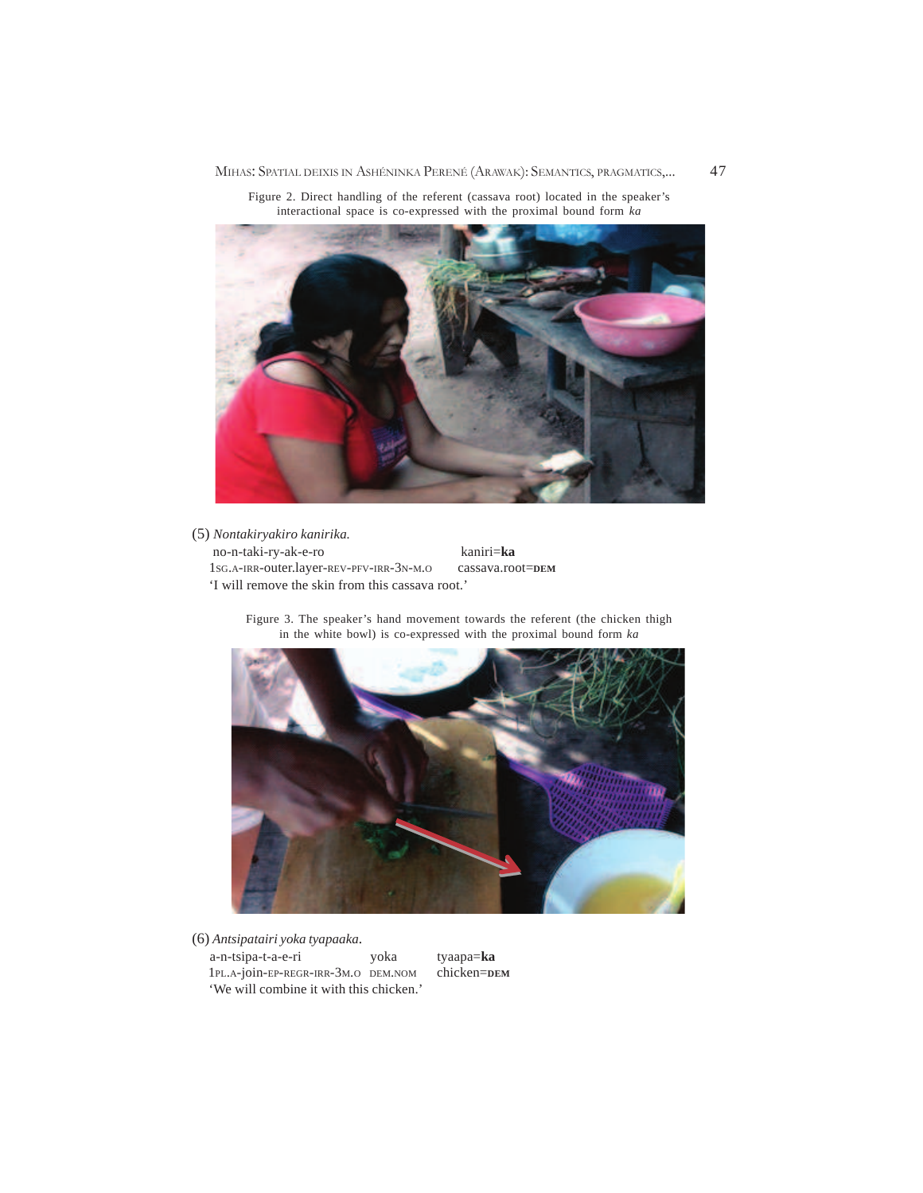Figure 2. Direct handling of the referent (cassava root) located in the speaker's interactional space is co-expressed with the proximal bound form *ka*

(5) *Nontakiryakiro kanirika.*

| no-n-taki-ry-ak-e-ro | kaniri=**ka** |
|---|---|
| 1SG.A-IRR-outer.layer-REV-PFV-IRR-3N-M.O | cassava.root=**DEM** |

'I will remove the skin from this cassava root.'

Figure 3. The speaker's hand movement towards the referent (the chicken thigh in the white bowl) is co-expressed with the proximal bound form *ka*

(6) *Antsipatairi yoka tyapaaka.*

| a-n-tsipa-t-a-e-ri | yoka | tyaapa=**ka** |
|---|---|---|
| 1PL.A-join-EP-REGR-IRR-3M.O | DEM.NOM | chicken=**DEM** |

'We will combine it with this chicken.'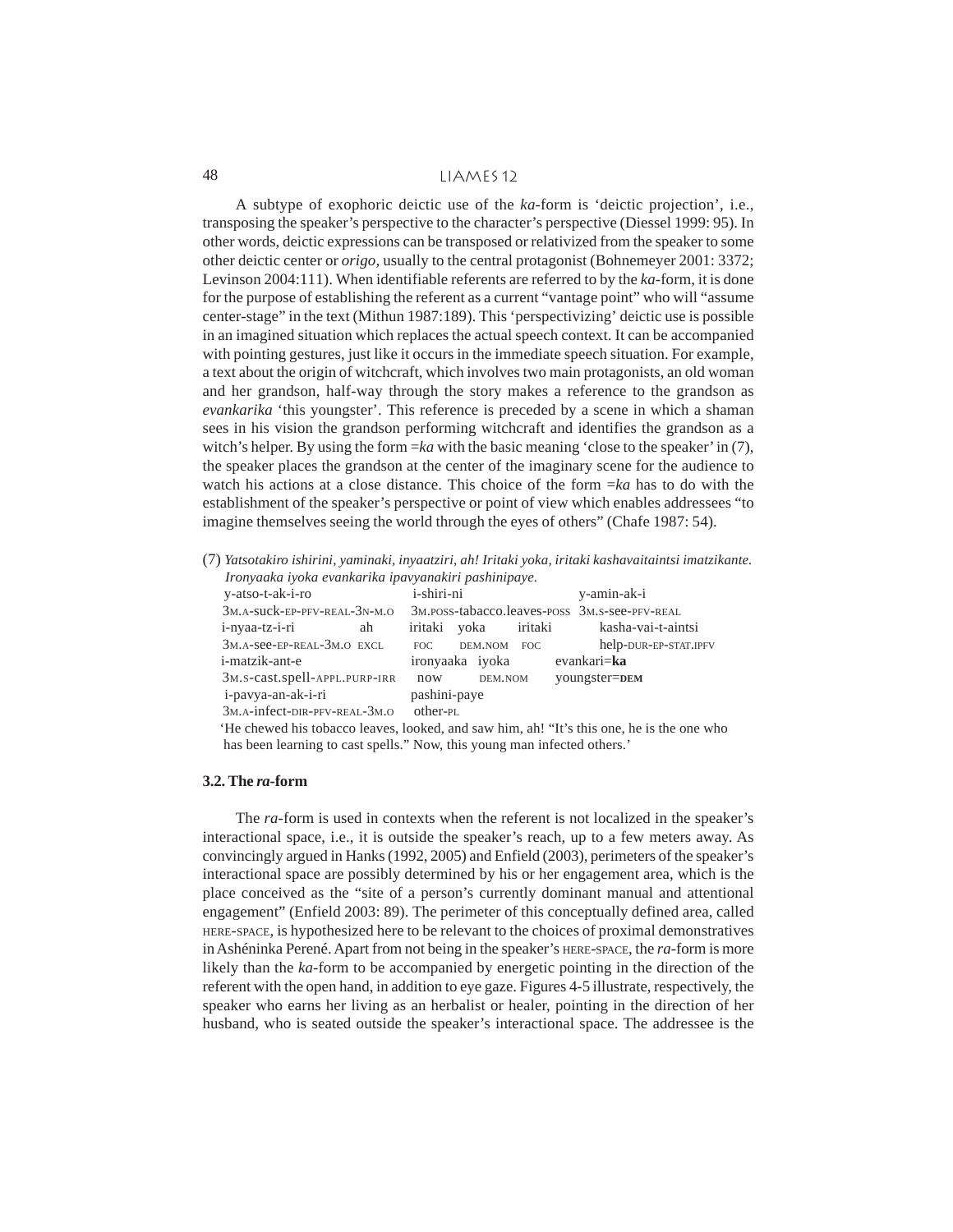A subtype of exophoric deictic use of the *ka*-form is 'deictic projection', i.e., transposing the speaker's perspective to the character's perspective (Diessel 1999: 95). In other words, deictic expressions can be transposed or relativized from the speaker to some other deictic center or *origo*, usually to the central protagonist (Bohnemeyer 2001: 3372; Levinson 2004:111). When identifiable referents are referred to by the *ka*-form, it is done for the purpose of establishing the referent as a current "vantage point" who will "assume center-stage" in the text (Mithun 1987:189). This 'perspectivizing' deictic use is possible in an imagined situation which replaces the actual speech context. It can be accompanied with pointing gestures, just like it occurs in the immediate speech situation. For example, a text about the origin of witchcraft, which involves two main protagonists, an old woman and her grandson, half-way through the story makes a reference to the grandson as *evankarika* 'this youngster'. This reference is preceded by a scene in which a shaman sees in his vision the grandson performing witchcraft and identifies the grandson as a witch's helper. By using the form =*ka* with the basic meaning 'close to the speaker' in (7), the speaker places the grandson at the center of the imaginary scene for the audience to watch his actions at a close distance. This choice of the form =*ka* has to do with the establishment of the speaker's perspective or point of view which enables addressees "to imagine themselves seeing the world through the eyes of others" (Chafe 1987: 54).

(7) *Yatsotakiro ishirini, yaminaki, inyaatziri, ah! Iritaki yoka, iritaki kashavaitaintsi imatzikante. Ironyaaka iyoka evankarika ipavyanakiri pashinipaye.*

| y-atso-t-ak-i-ro | | i-shiri-ni | | | y-amin-ak-i |
|---|---|---|---|---|---|
| 3M.A-suck-EP-PFV-REAL-3N-M.O | | 3M.POSS-tabacco.leaves-POSS | | | 3M.S-see-PFV-REAL |
| i-nyaa-tz-i-ri | ah | iritaki | yoka | iritaki | kasha-vai-t-aintsi |
| 3M.A-see-EP-REAL-3M.O | EXCL | FOC | DEM.NOM | FOC | help-DUR-EP-STAT.IPFV |
| i-matzik-ant-e | | ironyaaka | iyoka | evankari=**ka** | |
| 3M.S-cast.spell-APPL.PURP-IRR | | now | DEM.NOM | youngster=**DEM** | |
| i-pavya-an-ak-i-ri | | pashini-paye | | | |
| 3M.A-infect-DIR-PFV-REAL-3M.O | | other-PL | | | |

'He chewed his tobacco leaves, looked, and saw him, ah! "It's this one, he is the one who has been learning to cast spells." Now, this young man infected others.'

### 3.2. The *ra*-form

The *ra*-form is used in contexts when the referent is not localized in the speaker's interactional space, i.e., it is outside the speaker's reach, up to a few meters away. As convincingly argued in Hanks (1992, 2005) and Enfield (2003), perimeters of the speaker's interactional space are possibly determined by his or her engagement area, which is the place conceived as the "site of a person's currently dominant manual and attentional engagement" (Enfield 2003: 89). The perimeter of this conceptually defined area, called HERE-SPACE, is hypothesized here to be relevant to the choices of proximal demonstratives in Ashéninka Perené. Apart from not being in the speaker's HERE-SPACE, the *ra*-form is more likely than the *ka*-form to be accompanied by energetic pointing in the direction of the referent with the open hand, in addition to eye gaze. Figures 4-5 illustrate, respectively, the speaker who earns her living as an herbalist or healer, pointing in the direction of her husband, who is seated outside the speaker's interactional space. The addressee is the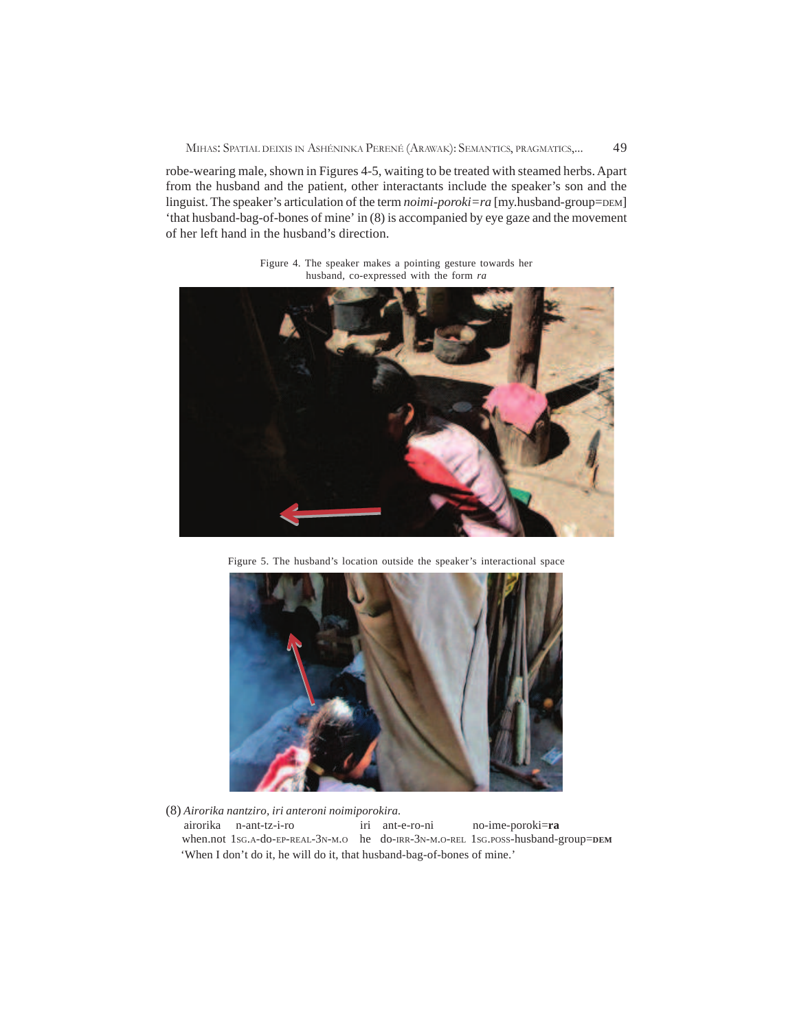robe-wearing male, shown in Figures 4-5, waiting to be treated with steamed herbs. Apart from the husband and the patient, other interactants include the speaker's son and the linguist. The speaker's articulation of the term *noimi-poroki=ra* [my.husband-group=DEM] 'that husband-bag-of-bones of mine' in (8) is accompanied by eye gaze and the movement of her left hand in the husband's direction.

Figure 4. The speaker makes a pointing gesture towards her husband, co-expressed with the form *ra*

Figure 5. The husband's location outside the speaker's interactional space

(8) *Airorika nantziro, iri anteroni noimiporokira.*

| airorika | n-ant-tz-i-ro | iri | ant-e-ro-ni | no-ime-poroki=**ra** |
|---|---|---|---|---|
| when.not | 1SG.A-do-EP-REAL-3N-M.O | he | do-IRR-3N-M.O-REL | 1SG.POSS-husband-group=**DEM** |

'When I don't do it, he will do it, that husband-bag-of-bones of mine.'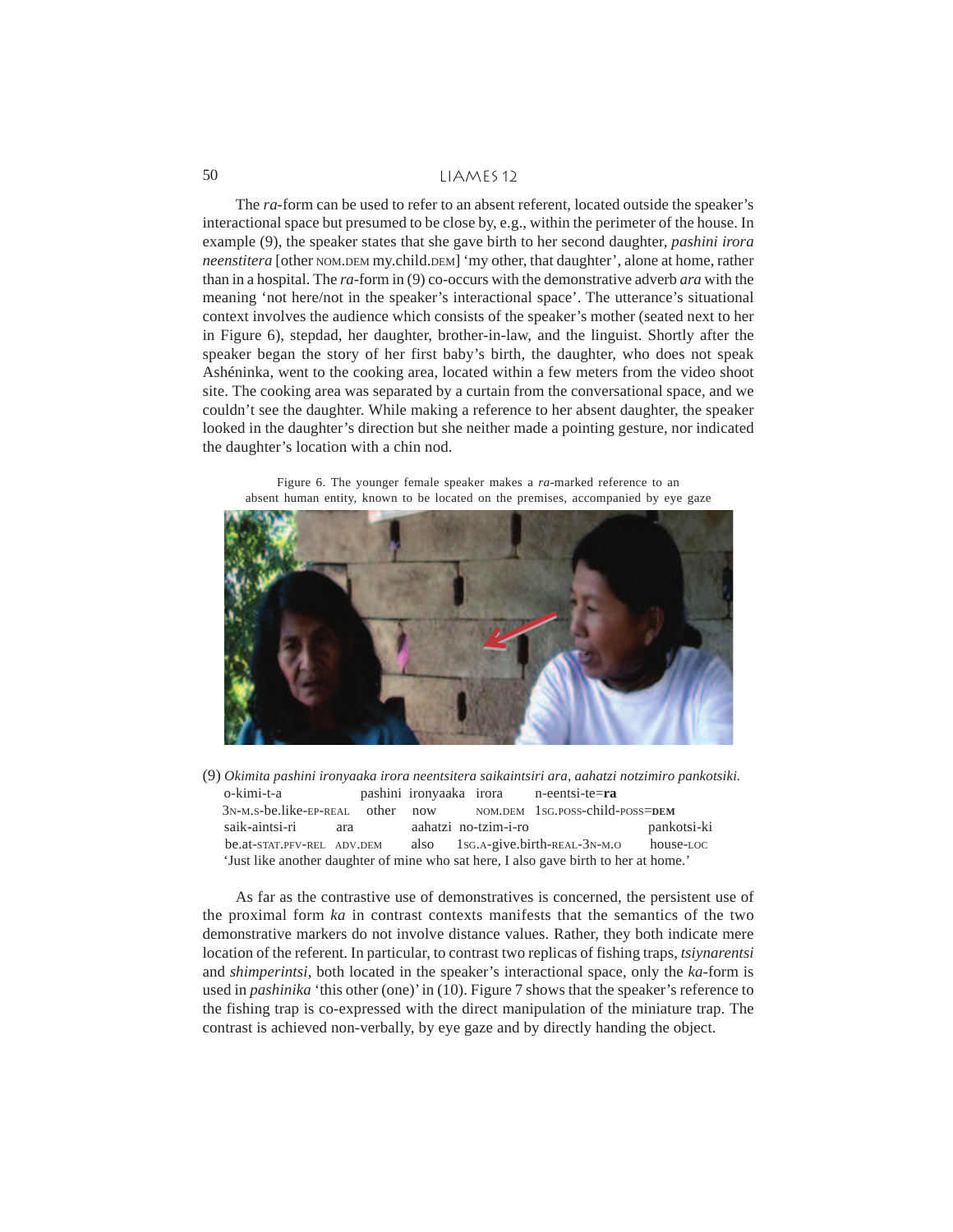The *ra*-form can be used to refer to an absent referent, located outside the speaker's interactional space but presumed to be close by, e.g., within the perimeter of the house. In example (9), the speaker states that she gave birth to her second daughter, *pashini irora neenstitera* [other NOM.DEM my.child.DEM] 'my other, that daughter', alone at home, rather than in a hospital. The *ra*-form in (9) co-occurs with the demonstrative adverb *ara* with the meaning 'not here/not in the speaker's interactional space'. The utterance's situational context involves the audience which consists of the speaker's mother (seated next to her in Figure 6), stepdad, her daughter, brother-in-law, and the linguist. Shortly after the speaker began the story of her first baby's birth, the daughter, who does not speak Ashéninka, went to the cooking area, located within a few meters from the video shoot site. The cooking area was separated by a curtain from the conversational space, and we couldn't see the daughter. While making a reference to her absent daughter, the speaker looked in the daughter's direction but she neither made a pointing gesture, nor indicated the daughter's location with a chin nod.

Figure 6. The younger female speaker makes a *ra*-marked reference to an absent human entity, known to be located on the premises, accompanied by eye gaze

(9) *Okimita pashini ironyaaka irora neentsitera saikaintsiri ara, aahatzi notzimiro pankotsiki.*

| o-kimi-t-a | pashini | ironyaaka | irora | n-eentsi-te=**ra** |
|---|---|---|---|---|
| 3N-M.S-be.like-EP-REAL | other | now | NOM.DEM | 1SG.POSS-child-POSS=**DEM** |

| saik-aintsi-ri | ara | aahatzi | no-tzim-i-ro | pankotsi-ki |
|---|---|---|---|---|
| be.at-STAT.PFV-REL | ADV.DEM | also | 1SG.A-give.birth-REAL-3N-M.O | house-LOC |

'Just like another daughter of mine who sat here, I also gave birth to her at home.'

As far as the contrastive use of demonstratives is concerned, the persistent use of the proximal form *ka* in contrast contexts manifests that the semantics of the two demonstrative markers do not involve distance values. Rather, they both indicate mere location of the referent. In particular, to contrast two replicas of fishing traps, *tsiynarentsi* and *shimperintsi*, both located in the speaker's interactional space, only the *ka*-form is used in *pashinika* 'this other (one)' in (10). Figure 7 shows that the speaker's reference to the fishing trap is co-expressed with the direct manipulation of the miniature trap. The contrast is achieved non-verbally, by eye gaze and by directly handing the object.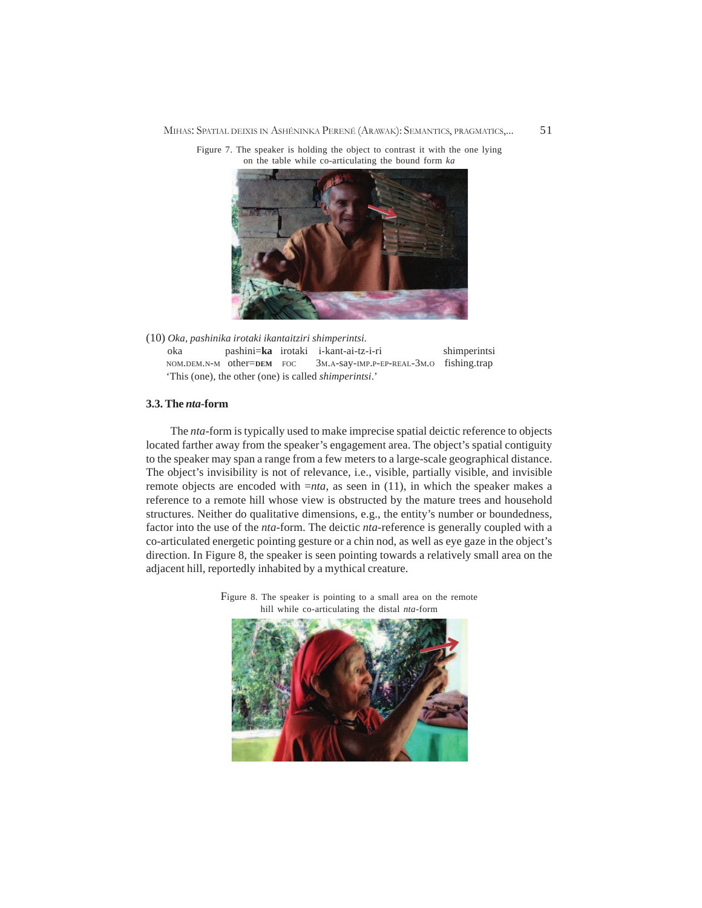Figure 7. The speaker is holding the object to contrast it with the one lying on the table while co-articulating the bound form *ka*

(10) *Oka, pashinika irotaki ikantaitziri shimperintsi.*

| oka | pashini=**ka** | irotaki | i-kant-ai-tz-i-ri | shimperintsi |
|---|---|---|---|---|
| NOM.DEM.N-M | other=**DEM** | FOC | 3M.A-say-IMP.P-EP-REAL-3M.O | fishing.trap |

'This (one), the other (one) is called *shimperintsi*.'

### 3.3. The *nta*-form

The *nta*-form is typically used to make imprecise spatial deictic reference to objects located farther away from the speaker's engagement area. The object's spatial contiguity to the speaker may span a range from a few meters to a large-scale geographical distance. The object's invisibility is not of relevance, i.e., visible, partially visible, and invisible remote objects are encoded with =*nta*, as seen in (11), in which the speaker makes a reference to a remote hill whose view is obstructed by the mature trees and household structures. Neither do qualitative dimensions, e.g., the entity's number or boundedness, factor into the use of the *nta*-form. The deictic *nta*-reference is generally coupled with a co-articulated energetic pointing gesture or a chin nod, as well as eye gaze in the object's direction. In Figure 8, the speaker is seen pointing towards a relatively small area on the adjacent hill, reportedly inhabited by a mythical creature.

Figure 8. The speaker is pointing to a small area on the remote hill while co-articulating the distal *nta*-form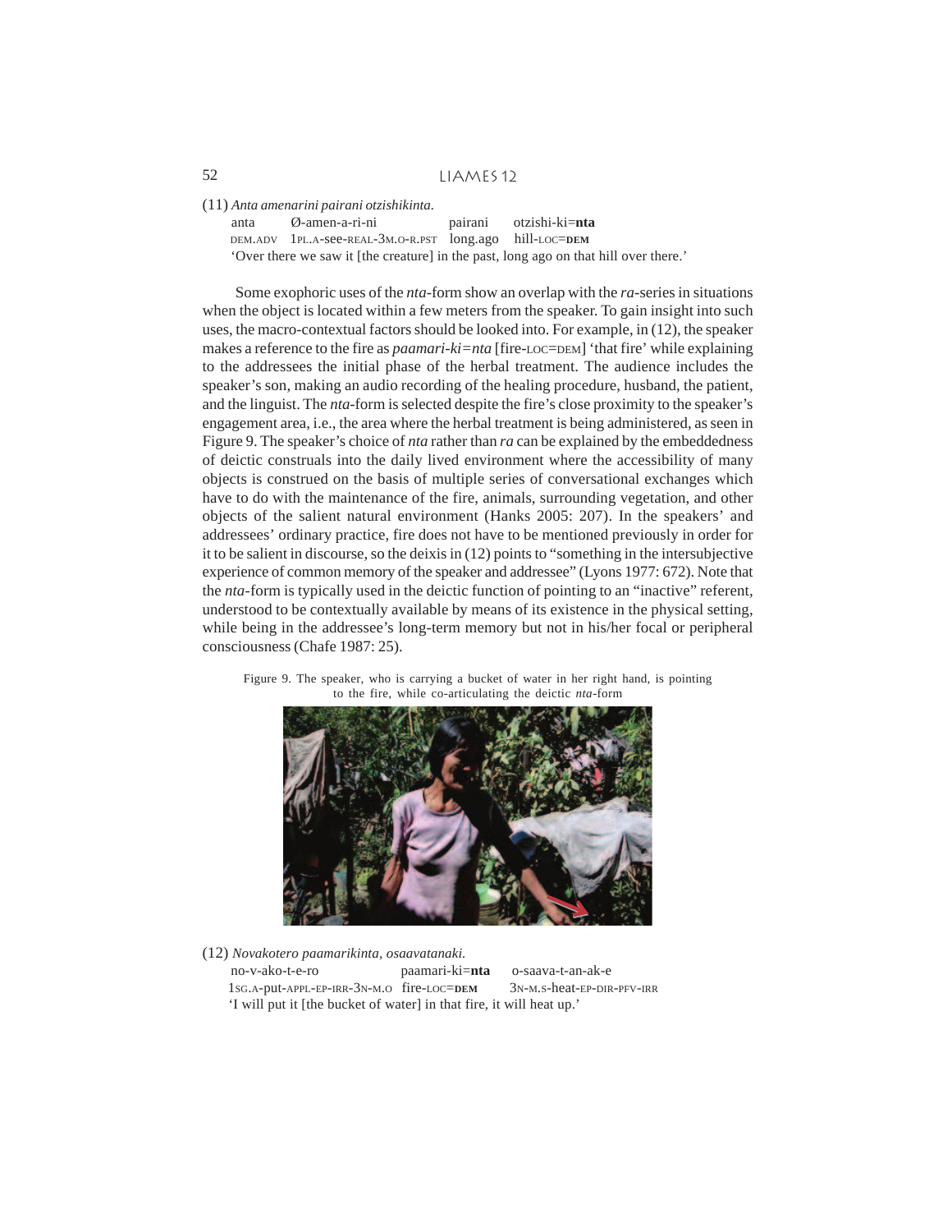(11) *Anta amenarini pairani otzishikinta.*

anta Ø-amen-a-ri-ni pairani otzishi-ki=**nta**
DEM.ADV 1PL.A-see-REAL-3M.O-R.PST long.ago hill-LOC=**DEM**
'Over there we saw it [the creature] in the past, long ago on that hill over there.'

Some exophoric uses of the *nta*-form show an overlap with the *ra*-series in situations when the object is located within a few meters from the speaker. To gain insight into such uses, the macro-contextual factors should be looked into. For example, in (12), the speaker makes a reference to the fire as *paamari-ki=nta* [fire-LOC=DEM] 'that fire' while explaining to the addressees the initial phase of the herbal treatment. The audience includes the speaker's son, making an audio recording of the healing procedure, husband, the patient, and the linguist. The *nta*-form is selected despite the fire's close proximity to the speaker's engagement area, i.e., the area where the herbal treatment is being administered, as seen in Figure 9. The speaker's choice of *nta* rather than *ra* can be explained by the embeddedness of deictic construals into the daily lived environment where the accessibility of many objects is construed on the basis of multiple series of conversational exchanges which have to do with the maintenance of the fire, animals, surrounding vegetation, and other objects of the salient natural environment (Hanks 2005: 207). In the speakers' and addressees' ordinary practice, fire does not have to be mentioned previously in order for it to be salient in discourse, so the deixis in (12) points to "something in the intersubjective experience of common memory of the speaker and addressee" (Lyons 1977: 672). Note that the *nta*-form is typically used in the deictic function of pointing to an "inactive" referent, understood to be contextually available by means of its existence in the physical setting, while being in the addressee's long-term memory but not in his/her focal or peripheral consciousness (Chafe 1987: 25).

Figure 9. The speaker, who is carrying a bucket of water in her right hand, is pointing to the fire, while co-articulating the deictic *nta*-form

(12) *Novakotero paamarikinta, osaavatanaki.*

no-v-ako-t-e-ro paamari-ki=**nta** o-saava-t-an-ak-e
1SG.A-put-APPL-EP-IRR-3N-M.O fire-LOC=**DEM** 3N-M.S-heat-EP-DIR-PFV-IRR
'I will put it [the bucket of water] in that fire, it will heat up.'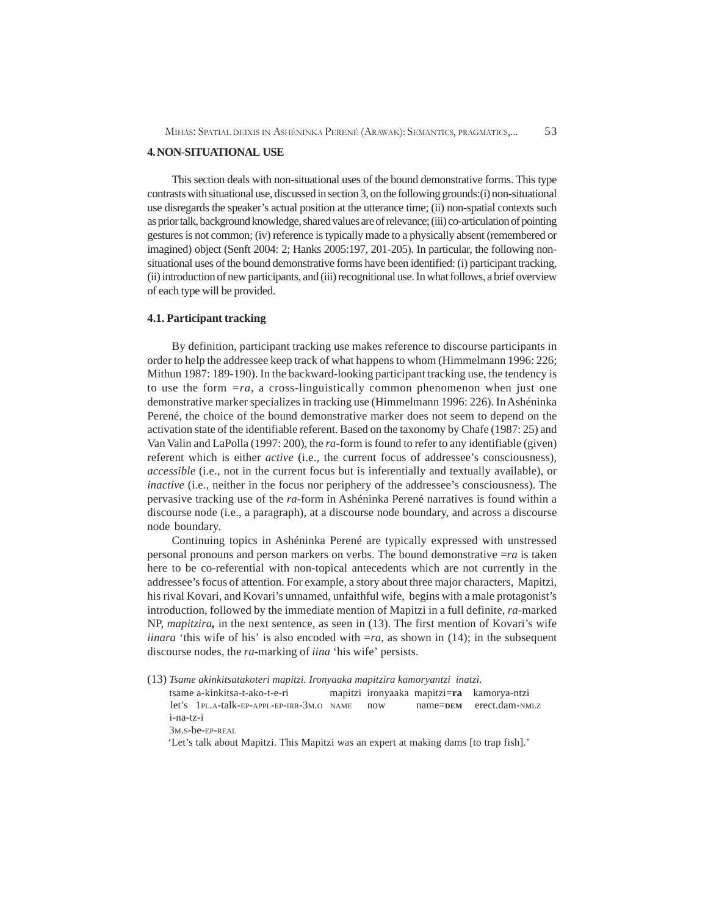## 4. NON-SITUATIONAL USE

This section deals with non-situational uses of the bound demonstrative forms. This type contrasts with situational use, discussed in section 3, on the following grounds:(i) non-situational use disregards the speaker's actual position at the utterance time; (ii) non-spatial contexts such as prior talk, background knowledge, shared values are of relevance; (iii) co-articulation of pointing gestures is not common; (iv) reference is typically made to a physically absent (remembered or imagined) object (Senft 2004: 2; Hanks 2005:197, 201-205). In particular, the following non-situational uses of the bound demonstrative forms have been identified: (i) participant tracking, (ii) introduction of new participants, and (iii) recognitional use. In what follows, a brief overview of each type will be provided.

### 4.1. Participant tracking

By definition, participant tracking use makes reference to discourse participants in order to help the addressee keep track of what happens to whom (Himmelmann 1996: 226; Mithun 1987: 189-190). In the backward-looking participant tracking use, the tendency is to use the form =*ra*, a cross-linguistically common phenomenon when just one demonstrative marker specializes in tracking use (Himmelmann 1996: 226). In Ashéninka Perené, the choice of the bound demonstrative marker does not seem to depend on the activation state of the identifiable referent. Based on the taxonomy by Chafe (1987: 25) and Van Valin and LaPolla (1997: 200), the *ra*-form is found to refer to any identifiable (given) referent which is either *active* (i.e., the current focus of addressee's consciousness), *accessible* (i.e., not in the current focus but is inferentially and textually available), or *inactive* (i.e., neither in the focus nor periphery of the addressee's consciousness). The pervasive tracking use of the *ra*-form in Ashéninka Perené narratives is found within a discourse node (i.e., a paragraph), at a discourse node boundary, and across a discourse node boundary.

Continuing topics in Ashéninka Perené are typically expressed with unstressed personal pronouns and person markers on verbs. The bound demonstrative =*ra* is taken here to be co-referential with non-topical antecedents which are not currently in the addressee's focus of attention. For example, a story about three major characters, Mapitzi, his rival Kovari, and Kovari's unnamed, unfaithful wife, begins with a male protagonist's introduction, followed by the immediate mention of Mapitzi in a full definite, *ra*-marked NP, ***mapitzira,*** in the next sentence, as seen in (13). The first mention of Kovari's wife *iinara* 'this wife of his' is also encoded with =*ra*, as shown in (14); in the subsequent discourse nodes, the *ra*-marking of *iina* 'his wife' persists.

(13) *Tsame akinkitsatakoteri mapitzi. Ironyaaka mapitzira kamoryantzi inatzi.*

| tsame | a-kinkitsa-t-ako-t-e-ri | mapitzi | ironyaaka | mapitzi=**ra** | kamorya-ntzi |
|---|---|---|---|---|---|
| let's | 1PL.A-talk-EP-APPL-EP-IRR-3M.O | NAME | now | name=**DEM** | erect.dam-NMLZ |

i-na-tz-i
3M.S-be-EP-REAL

'Let's talk about Mapitzi. This Mapitzi was an expert at making dams [to trap fish].'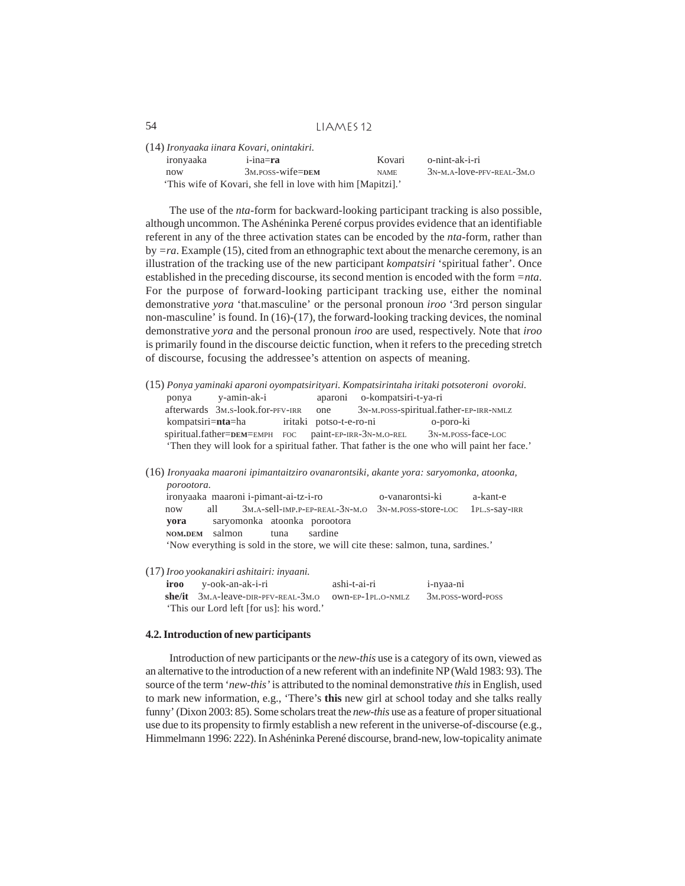(14) *Ironyaaka iinara Kovari, onintakiri.*

| ironyaaka | i-ina=**ra** | Kovari | o-nint-ak-i-ri |
|---|---|---|---|
| now | 3M.POSS-wife=**DEM** | NAME | 3N-M.A-love-PFV-REAL-3M.O |

'This wife of Kovari, she fell in love with him [Mapitzi].'

The use of the *nta*-form for backward-looking participant tracking is also possible, although uncommon. The Ashéninka Perené corpus provides evidence that an identifiable referent in any of the three activation states can be encoded by the *nta*-form, rather than by =*ra*. Example (15), cited from an ethnographic text about the menarche ceremony, is an illustration of the tracking use of the new participant *kompatsiri* 'spiritual father'. Once established in the preceding discourse, its second mention is encoded with the form =*nta*. For the purpose of forward-looking participant tracking use, either the nominal demonstrative *yora* 'that.masculine' or the personal pronoun *iroo* '3rd person singular non-masculine' is found. In (16)-(17), the forward-looking tracking devices, the nominal demonstrative *yora* and the personal pronoun *iroo* are used, respectively. Note that *iroo* is primarily found in the discourse deictic function, when it refers to the preceding stretch of discourse, focusing the addressee's attention on aspects of meaning.

(15) *Ponya yaminaki aparoni oyompatsirityari. Kompatsirintaha iritaki potsoteroni ovoroki.*

| ponya | y-amin-ak-i | aparoni | o-kompatsiri-t-ya-ri |
|---|---|---|---|
| afterwards | 3M.S-look.for-PFV-IRR | one | 3N-M.POSS-spiritual.father-EP-IRR-NMLZ |

| kompatsiri=**nta**=ha | iritaki | potso-t-e-ro-ni | o-poro-ki |
|---|---|---|---|
| spiritual.father=**DEM**=EMPH | FOC | paint-EP-IRR-3N-M.O-REL | 3N-M.POSS-face-LOC |

'Then they will look for a spiritual father. That father is the one who will paint her face.'

(16) *Ironyaaka maaroni ipimantaitziro ovanarontsiki, akante yora: saryomonka, atoonka, porootora.*

| ironyaaka | maaroni | i-pimant-ai-tz-i-ro | o-vanarontsi-ki | a-kant-e |
|---|---|---|---|---|
| now | all | 3M.A-sell-IMP.P-EP-REAL-3N-M.O | 3N-M.POSS-store-LOC | 1PL.S-say-IRR |

| **yora** | saryomonka | atoonka | porootora |
|---|---|---|---|
| **NOM.DEM** | salmon | tuna | sardine |

'Now everything is sold in the store, we will cite these: salmon, tuna, sardines.'

(17) *Iroo yookanakiri ashitairi: inyaani.*

| **iroo** | y-ook-an-ak-i-ri | ashi-t-ai-ri | i-nyaa-ni |
|---|---|---|---|
| **she/it** | 3M.A-leave-DIR-PFV-REAL-3M.O | own-EP-1PL.O-NMLZ | 3M.POSS-word-POSS |

'This our Lord left [for us]: his word.'

### 4.2. Introduction of new participants

Introduction of new participants or the *new-this* use is a category of its own, viewed as an alternative to the introduction of a new referent with an indefinite NP (Wald 1983: 93). The source of the term '*new-this'* is attributed to the nominal demonstrative *this* in English, used to mark new information, e.g., 'There's **this** new girl at school today and she talks really funny' (Dixon 2003: 85). Some scholars treat the *new-this* use as a feature of proper situational use due to its propensity to firmly establish a new referent in the universe-of-discourse (e.g., Himmelmann 1996: 222). In Ashéninka Perené discourse, brand-new, low-topicality animate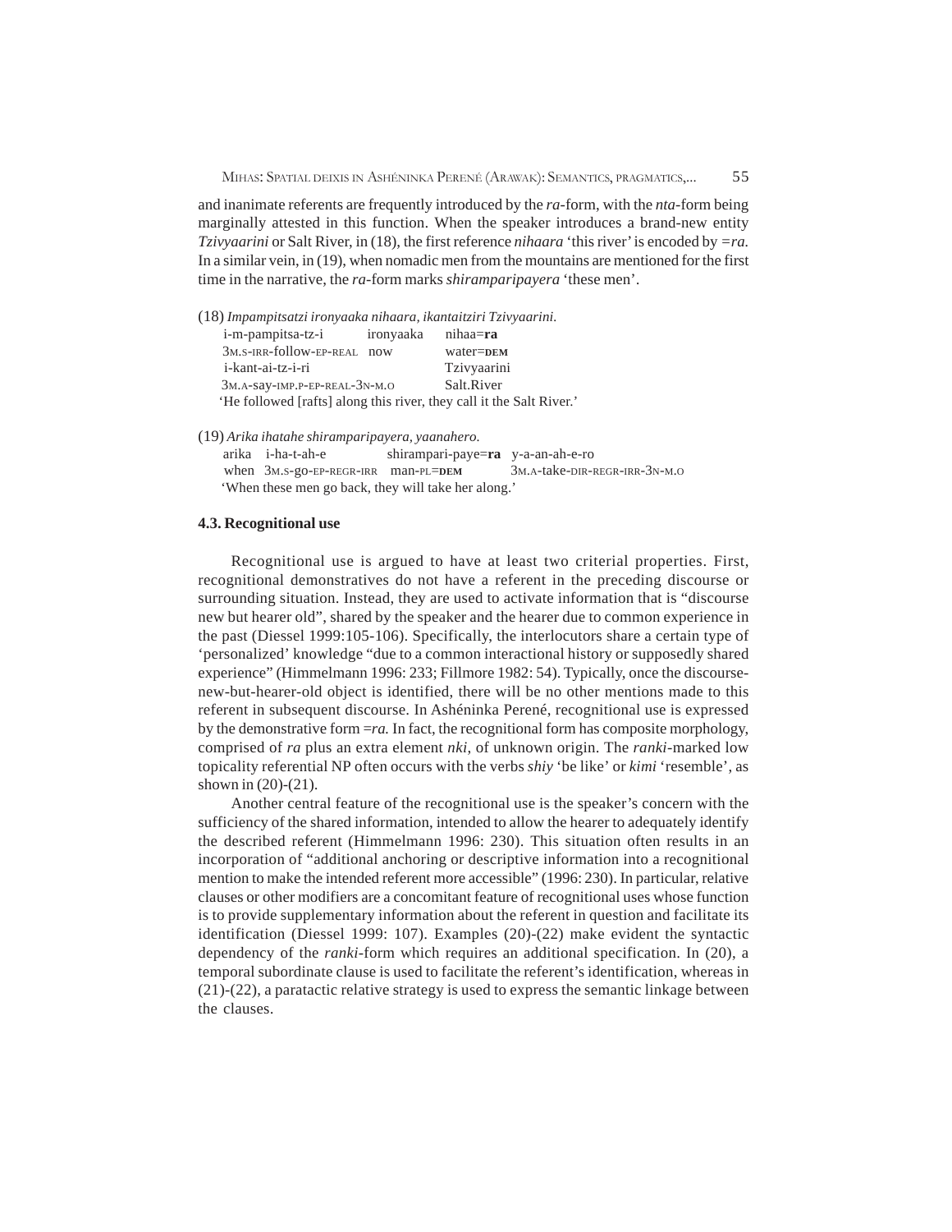and inanimate referents are frequently introduced by the *ra*-form, with the *nta*-form being marginally attested in this function. When the speaker introduces a brand-new entity *Tzivyaarini* or Salt River, in (18), the first reference *nihaara* 'this river' is encoded by *=ra.* In a similar vein, in (19), when nomadic men from the mountains are mentioned for the first time in the narrative, the *ra*-form marks *shiramparipayera* 'these men'.

(18) *Impampitsatzi ironyaaka nihaara, ikantaitziri Tzivyaarini.*

```
i-m-pampitsa-tz-i          ironyaaka   nihaa=ra
3M.S-IRR-follow-EP-REAL    now         water=DEM
i-kant-ai-tz-i-ri                      Tzivyaarini
3M.A-say-IMP.P-EP-REAL-3N-M.O          Salt.River
```

'He followed [rafts] along this river, they call it the Salt River.'

(19) *Arika ihatahe shiramparipayera, yaanahero.*

```
arika   i-ha-t-ah-e             shirampari-paye=ra   y-a-an-ah-e-ro
when    3M.S-go-EP-REGR-IRR     man-PL=DEM           3M.A-take-DIR-REGR-IRR-3N-M.O
```

'When these men go back, they will take her along.'

### 4.3. Recognitional use

Recognitional use is argued to have at least two criterial properties. First, recognitional demonstratives do not have a referent in the preceding discourse or surrounding situation. Instead, they are used to activate information that is "discourse new but hearer old", shared by the speaker and the hearer due to common experience in the past (Diessel 1999:105-106). Specifically, the interlocutors share a certain type of 'personalized' knowledge "due to a common interactional history or supposedly shared experience" (Himmelmann 1996: 233; Fillmore 1982: 54). Typically, once the discourse-new-but-hearer-old object is identified, there will be no other mentions made to this referent in subsequent discourse. In Asháninka Perené, recognitional use is expressed by the demonstrative form *=ra.* In fact, the recognitional form has composite morphology, comprised of *ra* plus an extra element *nki,* of unknown origin. The *ranki*-marked low topicality referential NP often occurs with the verbs *shiy* 'be like' or *kimi* 'resemble', as shown in (20)-(21).

Another central feature of the recognitional use is the speaker's concern with the sufficiency of the shared information, intended to allow the hearer to adequately identify the described referent (Himmelmann 1996: 230). This situation often results in an incorporation of "additional anchoring or descriptive information into a recognitional mention to make the intended referent more accessible" (1996: 230). In particular, relative clauses or other modifiers are a concomitant feature of recognitional uses whose function is to provide supplementary information about the referent in question and facilitate its identification (Diessel 1999: 107). Examples (20)-(22) make evident the syntactic dependency of the *ranki*-form which requires an additional specification. In (20), a temporal subordinate clause is used to facilitate the referent's identification, whereas in (21)-(22), a paratactic relative strategy is used to express the semantic linkage between the clauses.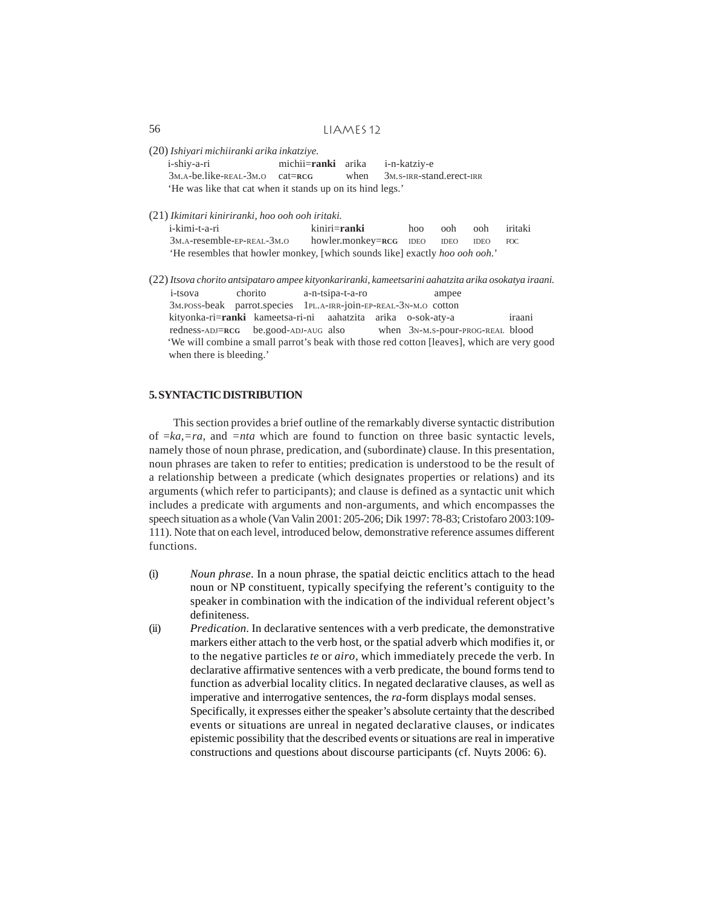(20) *Ishiyari michiiranki arika inkatziye.*

i-shiy-a-ri michii=**ranki** arika i-n-katziy-e
3M.A-be.like-REAL-3M.O cat=**RCG** when 3M.S-IRR-stand.erect-IRR
'He was like that cat when it stands up on its hind legs.'

(21) *Ikimitari kiniriranki, hoo ooh ooh iritaki.*

i-kimi-t-a-ri kiniri=**ranki** hoo ooh ooh iritaki
3M.A-resemble-EP-REAL-3M.O howler.monkey=**RCG** IDEO IDEO IDEO FOC
'He resembles that howler monkey, [which sounds like] exactly *hoo ooh ooh*.'

(22) *Itsova chorito antsipataro ampee kityonkariranki, kameetsarini aahatzita arika osokatya iraani.*

i-tsova chorito a-n-tsipa-t-a-ro ampee
3M.POSS-beak parrot.species 1PL.A-IRR-join-EP-REAL-3N-M.O cotton
kityonka-ri=**ranki** kameetsa-ri-ni aahatzita arika o-sok-aty-a iraani
redness-ADJ=**RCG** be.good-ADJ-AUG also when 3N-M.S-pour-PROG-REAL blood
'We will combine a small parrot's beak with those red cotton [leaves], which are very good when there is bleeding.'

## 5. SYNTACTIC DISTRIBUTION

This section provides a brief outline of the remarkably diverse syntactic distribution of *=ka*, *=ra*, and *=nta* which are found to function on three basic syntactic levels, namely those of noun phrase, predication, and (subordinate) clause. In this presentation, noun phrases are taken to refer to entities; predication is understood to be the result of a relationship between a predicate (which designates properties or relations) and its arguments (which refer to participants); and clause is defined as a syntactic unit which includes a predicate with arguments and non-arguments, and which encompasses the speech situation as a whole (Van Valin 2001: 205-206; Dik 1997: 78-83; Cristofaro 2003:109-111). Note that on each level, introduced below, demonstrative reference assumes different functions.

(i) *Noun phrase*. In a noun phrase, the spatial deictic enclitics attach to the head noun or NP constituent, typically specifying the referent's contiguity to the speaker in combination with the indication of the individual referent object's definiteness.

(ii) *Predication*. In declarative sentences with a verb predicate, the demonstrative markers either attach to the verb host, or the spatial adverb which modifies it, or to the negative particles *te* or *airo*, which immediately precede the verb. In declarative affirmative sentences with a verb predicate, the bound forms tend to function as adverbial locality clitics. In negated declarative clauses, as well as imperative and interrogative sentences, the *ra*-form displays modal senses. Specifically, it expresses either the speaker's absolute certainty that the described events or situations are unreal in negated declarative clauses, or indicates epistemic possibility that the described events or situations are real in imperative constructions and questions about discourse participants (cf. Nuyts 2006: 6).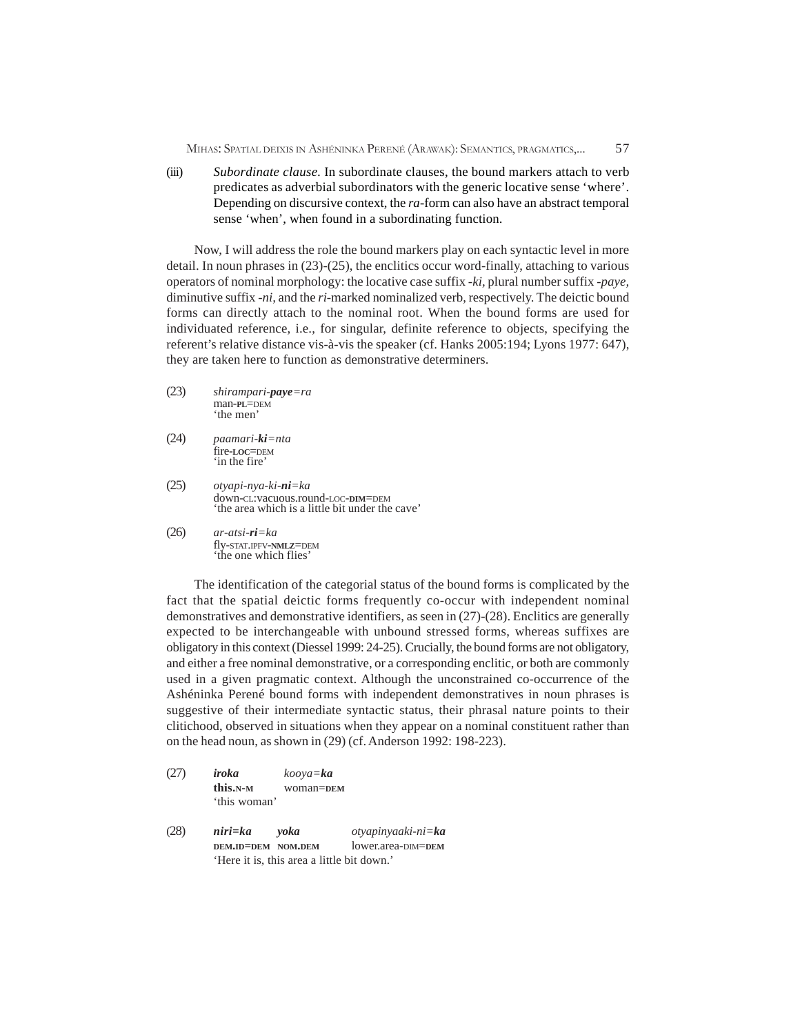(iii) *Subordinate clause.* In subordinate clauses, the bound markers attach to verb predicates as adverbial subordinators with the generic locative sense 'where'. Depending on discursive context, the *ra*-form can also have an abstract temporal sense 'when', when found in a subordinating function.

Now, I will address the role the bound markers play on each syntactic level in more detail. In noun phrases in (23)-(25), the enclitics occur word-finally, attaching to various operators of nominal morphology: the locative case suffix *-ki*, plural number suffix *-paye*, diminutive suffix *-ni*, and the *ri*-marked nominalized verb, respectively. The deictic bound forms can directly attach to the nominal root. When the bound forms are used for individuated reference, i.e., for singular, definite reference to objects, specifying the referent's relative distance vis-à-vis the speaker (cf. Hanks 2005:194; Lyons 1977: 647), they are taken here to function as demonstrative determiners.

(23) *shirampari-**paye**=ra*
man-**PL**=DEM
'the men'

(24) *paamari-**ki**=nta*
fire-**LOC**=DEM
'in the fire'

(25) *otyapi-nya-ki-**ni**=ka*
down-CL:vacuous.round-LOC-**DIM**=DEM
'the area which is a little bit under the cave'

(26) *ar-atsi-**ri**=ka*
fly-STAT.IPFV-**NMLZ**=DEM
'the one which flies'

The identification of the categorial status of the bound forms is complicated by the fact that the spatial deictic forms frequently co-occur with independent nominal demonstratives and demonstrative identifiers, as seen in (27)-(28). Enclitics are generally expected to be interchangeable with unbound stressed forms, whereas suffixes are obligatory in this context (Diessel 1999: 24-25). Crucially, the bound forms are not obligatory, and either a free nominal demonstrative, or a corresponding enclitic, or both are commonly used in a given pragmatic context. Although the unconstrained co-occurrence of the Ashéninka Perené bound forms with independent demonstratives in noun phrases is suggestive of their intermediate syntactic status, their phrasal nature points to their clitichood, observed in situations when they appear on a nominal constituent rather than on the head noun, as shown in (29) (cf. Anderson 1992: 198-223).

(27) ***iroka*** *kooya=**ka***
**this.N-M** woman=**DEM**
'this woman'

(28) ***niri=ka*** ***yoka*** *otyapinyaaki-ni=**ka***
**DEM.ID=DEM** **NOM.DEM** lower.area-DIM=**DEM**
'Here it is, this area a little bit down.'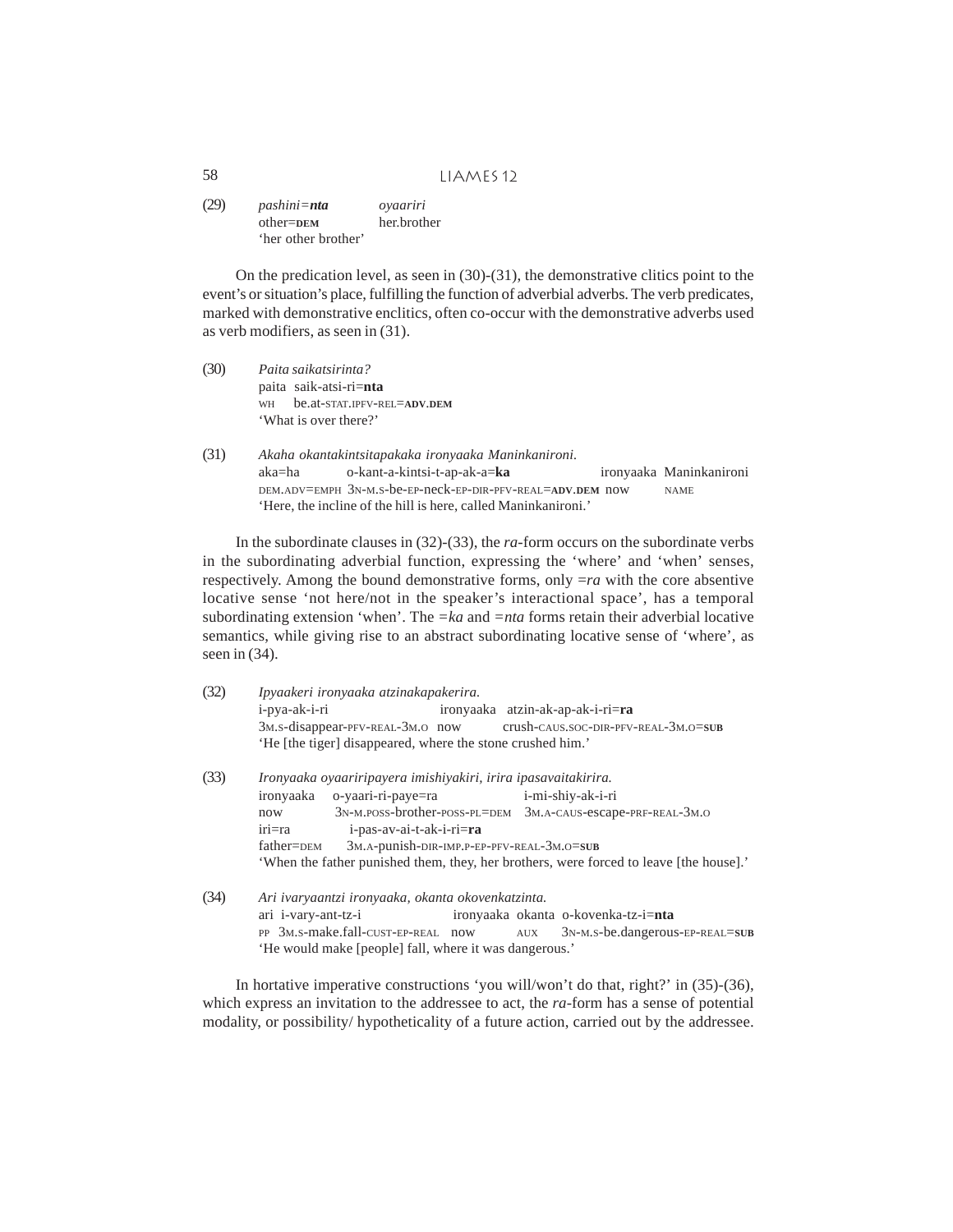(29) *pashini=**nta*** *oyaariri*
other=**DEM** her.brother
'her other brother'

On the predication level, as seen in (30)-(31), the demonstrative clitics point to the event's or situation's place, fulfilling the function of adverbial adverbs. The verb predicates, marked with demonstrative enclitics, often co-occur with the demonstrative adverbs used as verb modifiers, as seen in (31).

(30) *Paita saikatsirinta?*
paita saik-atsi-ri=**nta**
WH be.at-STAT.IPFV-REL=**ADV.DEM**
'What is over there?'

(31) *Akaha okantakintsitapakaka ironyaaka Maninkanironi.*
aka=ha o-kant-a-kintsi-t-ap-ak-a=**ka** ironyaaka Maninkanironi
DEM.ADV=EMPH 3N-M.S-be-EP-neck-EP-DIR-PFV-REAL=**ADV.DEM** now NAME
'Here, the incline of the hill is here, called Maninkanironi.'

In the subordinate clauses in (32)-(33), the *ra*-form occurs on the subordinate verbs in the subordinating adverbial function, expressing the 'where' and 'when' senses, respectively. Among the bound demonstrative forms, only =*ra* with the core absentive locative sense 'not here/not in the speaker's interactional space', has a temporal subordinating extension 'when'. The =*ka* and =*nta* forms retain their adverbial locative semantics, while giving rise to an abstract subordinating locative sense of 'where', as seen in (34).

(32) *Ipyaakeri ironyaaka atzinakapakerira.*
i-pya-ak-i-ri ironyaaka atzin-ak-ap-ak-i-ri=**ra**
3M.S-disappear-PFV-REAL-3M.O now crush-CAUS.SOC-DIR-PFV-REAL-3M.O=**SUB**
'He [the tiger] disappeared, where the stone crushed him.'

(33) *Ironyaaka oyaariripayera imishiyakiri, irira ipasavaitakirira.*
ironyaaka o-yaari-ri-paye=ra i-mi-shiy-ak-i-ri
now 3N-M.POSS-brother-POSS-PL=DEM 3M.A-CAUS-escape-PRF-REAL-3M.O
iri=ra i-pas-av-ai-t-ak-i-ri=**ra**
father=DEM 3M.A-punish-DIR-IMP.P-EP-PFV-REAL-3M.O=**SUB**
'When the father punished them, they, her brothers, were forced to leave [the house].'

(34) *Ari ivaryaantzi ironyaaka, okanta okovenkatzinta.*
ari i-vary-ant-tz-i ironyaaka okanta o-kovenka-tz-i=**nta**
PP 3M.S-make.fall-CUST-EP-REAL now AUX 3N-M.S-be.dangerous-EP-REAL=**SUB**
'He would make [people] fall, where it was dangerous.'

In hortative imperative constructions 'you will/won't do that, right?' in (35)-(36), which express an invitation to the addressee to act, the *ra*-form has a sense of potential modality, or possibility/ hypotheticality of a future action, carried out by the addressee.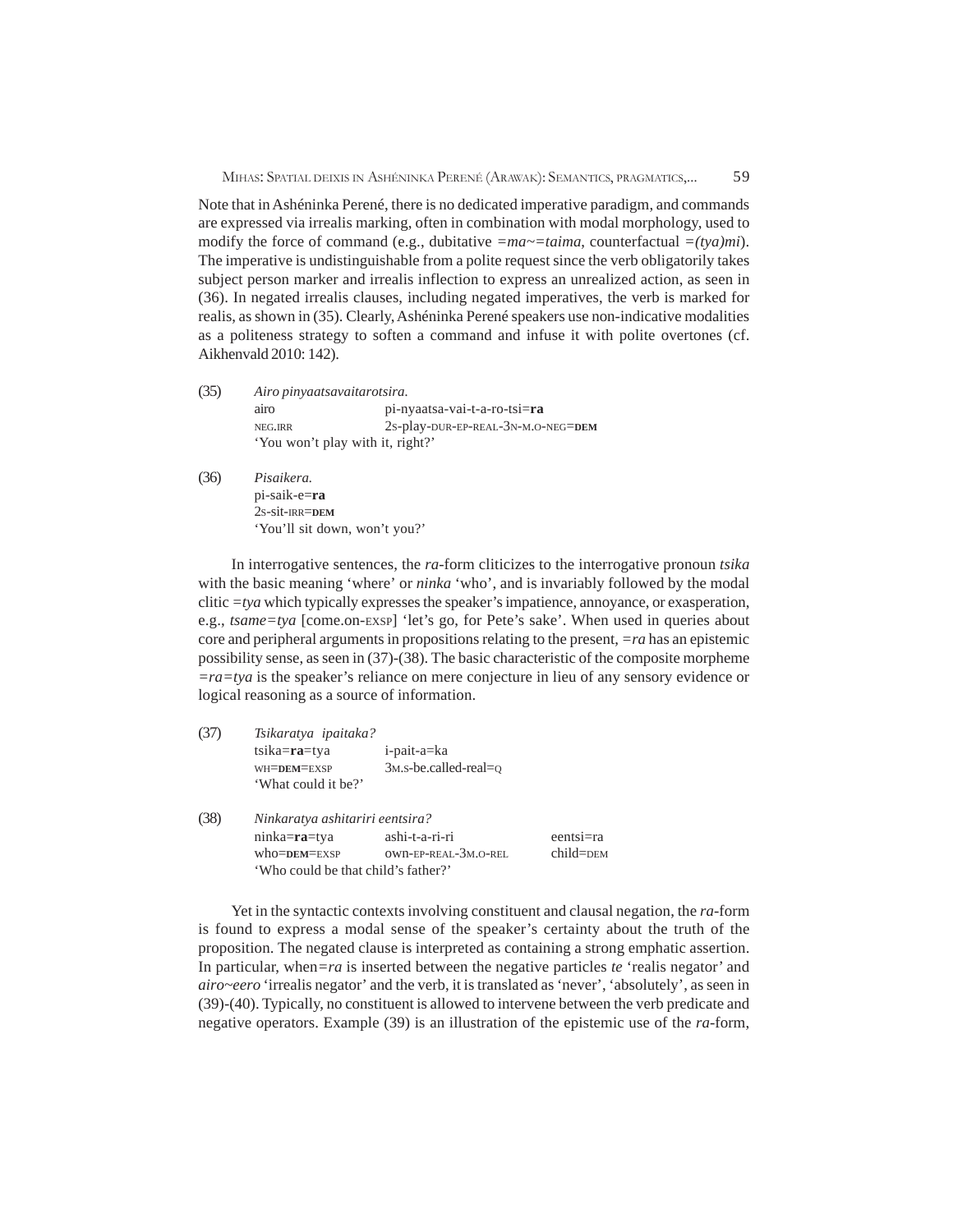Note that in Asháninka Perené, there is no dedicated imperative paradigm, and commands are expressed via irrealis marking, often in combination with modal morphology, used to modify the force of command (e.g., dubitative *=ma~=taima*, counterfactual *=(tya)mi*). The imperative is undistinguishable from a polite request since the verb obligatorily takes subject person marker and irrealis inflection to express an unrealized action, as seen in (36). In negated irrealis clauses, including negated imperatives, the verb is marked for realis, as shown in (35). Clearly, Asháninka Perené speakers use non-indicative modalities as a politeness strategy to soften a command and infuse it with polite overtones (cf. Aikhenvald 2010: 142).

(35) *Airo pinyaatsavaitarotsira.*
airo &nbsp;&nbsp;&nbsp;&nbsp;&nbsp;&nbsp;&nbsp;&nbsp; pi-nyaatsa-vai-t-a-ro-tsi=**ra**
NEG.IRR &nbsp;&nbsp; 2S-play-DUR-EP-REAL-3N-M.O-NEG=**DEM**
'You won't play with it, right?'

(36) *Pisaikera.*
pi-saik-e=**ra**
2S-sit-IRR=**DEM**
'You'll sit down, won't you?'

In interrogative sentences, the *ra*-form cliticizes to the interrogative pronoun *tsika* with the basic meaning 'where' or *ninka* 'who', and is invariably followed by the modal clitic *=tya* which typically expresses the speaker's impatience, annoyance, or exasperation, e.g., *tsame=tya* [come.on-EXSP] 'let's go, for Pete's sake'. When used in queries about core and peripheral arguments in propositions relating to the present, *=ra* has an epistemic possibility sense, as seen in (37)-(38). The basic characteristic of the composite morpheme *=ra=tya* is the speaker's reliance on mere conjecture in lieu of any sensory evidence or logical reasoning as a source of information.

(37) *Tsikaratya ipaitaka?*
tsika=**ra**=tya &nbsp;&nbsp;&nbsp;&nbsp; i-pait-a=ka
WH=**DEM**=EXSP &nbsp;&nbsp; 3M.S-be.called-REAL=Q
'What could it be?'

(38) *Ninkaratya ashitariri eentsira?*
ninka=**ra**=tya &nbsp;&nbsp;&nbsp; ashi-t-a-ri-ri &nbsp;&nbsp;&nbsp;&nbsp;&nbsp;&nbsp;&nbsp;&nbsp;&nbsp; eentsi=ra
who=**DEM**=EXSP &nbsp; own-EP-REAL-3M.O-REL &nbsp; child=DEM
'Who could be that child's father?'

Yet in the syntactic contexts involving constituent and clausal negation, the *ra*-form is found to express a modal sense of the speaker's certainty about the truth of the proposition. The negated clause is interpreted as containing a strong emphatic assertion. In particular, when *=ra* is inserted between the negative particles *te* 'realis negator' and *airo~eero* 'irrealis negator' and the verb, it is translated as 'never', 'absolutely', as seen in (39)-(40). Typically, no constituent is allowed to intervene between the verb predicate and negative operators. Example (39) is an illustration of the epistemic use of the *ra*-form,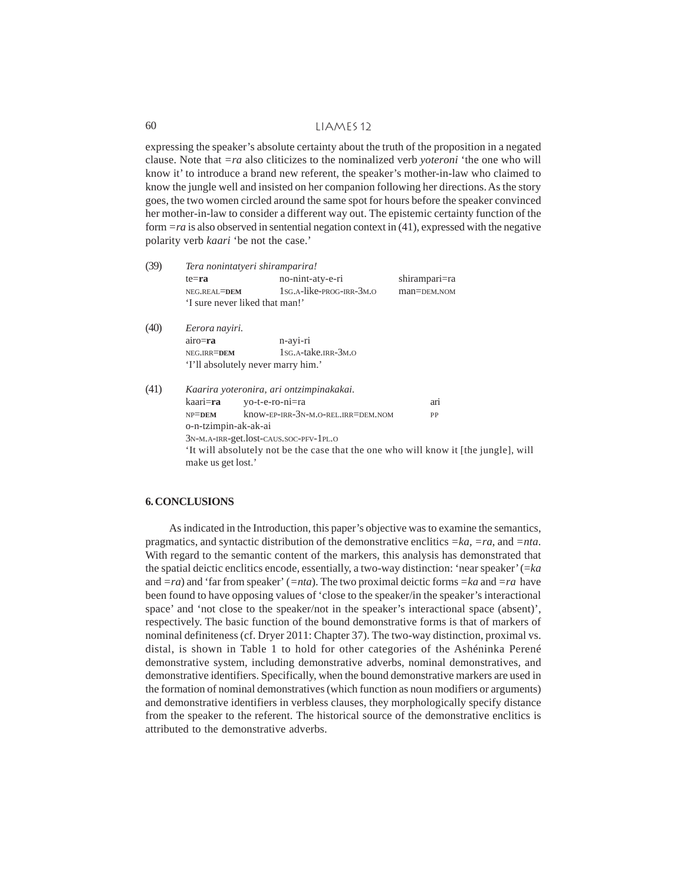expressing the speaker's absolute certainty about the truth of the proposition in a negated clause. Note that *=ra* also cliticizes to the nominalized verb *yoteroni* 'the one who will know it' to introduce a brand new referent, the speaker's mother-in-law who claimed to know the jungle well and insisted on her companion following her directions. As the story goes, the two women circled around the same spot for hours before the speaker convinced her mother-in-law to consider a different way out. The epistemic certainty function of the form *=ra* is also observed in sentential negation context in (41), expressed with the negative polarity verb *kaari* 'be not the case.'

(39) *Tera nonintatyeri shiramparira!*

| te=**ra** | no-nint-aty-e-ri | shirampari=ra |
|---|---|---|
| NEG.REAL=**DEM** | 1SG.A-like-PROG-IRR-3M.O | man=DEM.NOM |

'I sure never liked that man!'

(40) *Eerora nayiri.*

| airo=**ra** | n-ayi-ri |
|---|---|
| NEG.IRR=**DEM** | 1SG.A-take.IRR-3M.O |

'I'll absolutely never marry him.'

(41) *Kaarira yoteronira, ari ontzimpinakakai.*

| kaari=**ra** | yo-t-e-ro-ni=ra | ari |
|---|---|---|
| NP=**DEM** | know-EP-IRR-3N-M.O-REL.IRR=DEM.NOM | PP |

o-n-tzimpin-ak-ak-ai
3N-M.A-IRR-get.lost-CAUS.SOC-PFV-1PL.O

'It will absolutely not be the case that the one who will know it [the jungle], will make us get lost.'

## 6. CONCLUSIONS

As indicated in the Introduction, this paper's objective was to examine the semantics, pragmatics, and syntactic distribution of the demonstrative enclitics *=ka*, *=ra*, and *=nta*. With regard to the semantic content of the markers, this analysis has demonstrated that the spatial deictic enclitics encode, essentially, a two-way distinction: 'near speaker' (*=ka* and *=ra*) and 'far from speaker' (*=nta*). The two proximal deictic forms *=ka* and *=ra* have been found to have opposing values of 'close to the speaker/in the speaker's interactional space' and 'not close to the speaker/not in the speaker's interactional space (absent)', respectively. The basic function of the bound demonstrative forms is that of markers of nominal definiteness (cf. Dryer 2011: Chapter 37). The two-way distinction, proximal vs. distal, is shown in Table 1 to hold for other categories of the Ashéninka Perené demonstrative system, including demonstrative adverbs, nominal demonstratives, and demonstrative identifiers. Specifically, when the bound demonstrative markers are used in the formation of nominal demonstratives (which function as noun modifiers or arguments) and demonstrative identifiers in verbless clauses, they morphologically specify distance from the speaker to the referent. The historical source of the demonstrative enclitics is attributed to the demonstrative adverbs.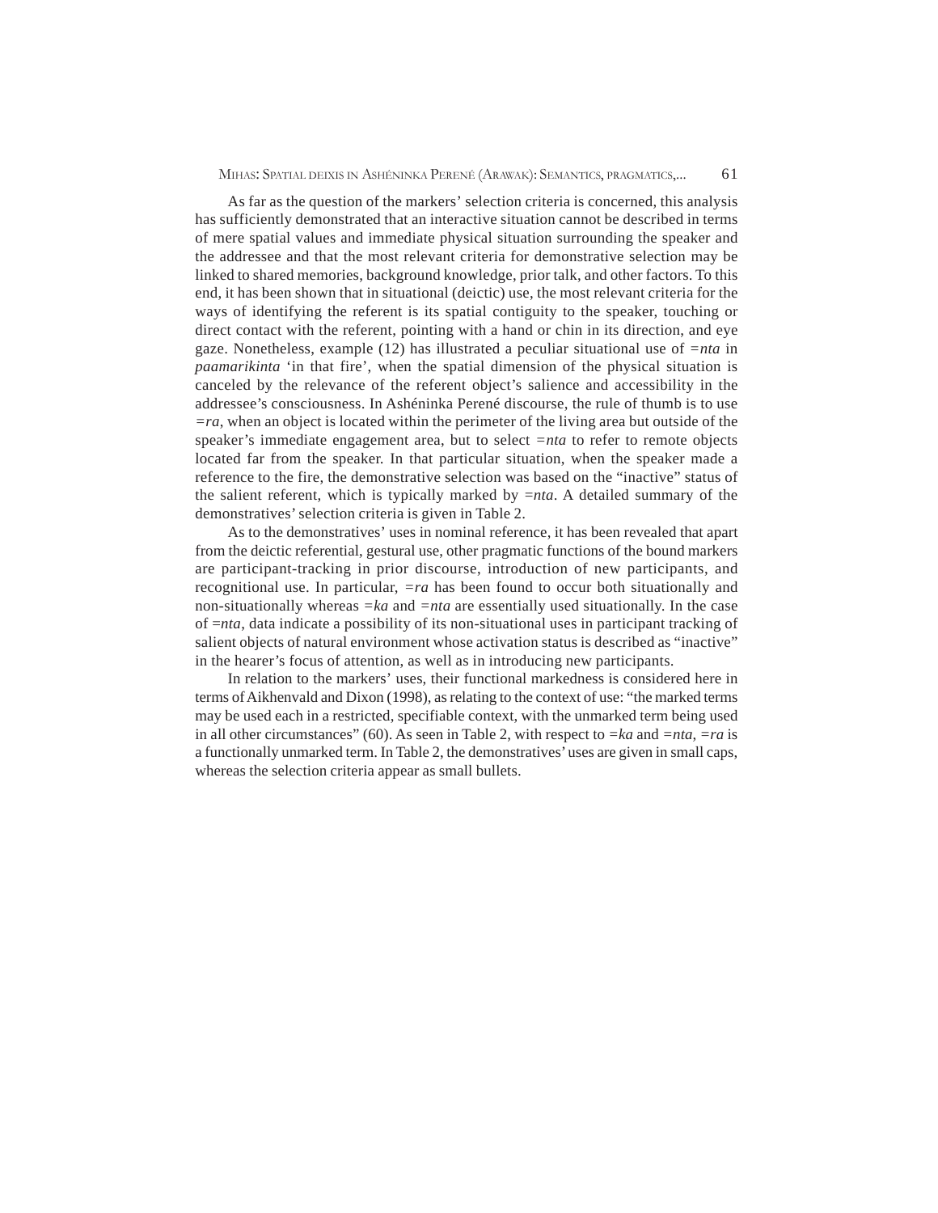As far as the question of the markers' selection criteria is concerned, this analysis has sufficiently demonstrated that an interactive situation cannot be described in terms of mere spatial values and immediate physical situation surrounding the speaker and the addressee and that the most relevant criteria for demonstrative selection may be linked to shared memories, background knowledge, prior talk, and other factors. To this end, it has been shown that in situational (deictic) use, the most relevant criteria for the ways of identifying the referent is its spatial contiguity to the speaker, touching or direct contact with the referent, pointing with a hand or chin in its direction, and eye gaze. Nonetheless, example (12) has illustrated a peculiar situational use of *=nta* in *paamarikinta* 'in that fire', when the spatial dimension of the physical situation is canceled by the relevance of the referent object's salience and accessibility in the addressee's consciousness. In Asheninka Perené discourse, the rule of thumb is to use *=ra*, when an object is located within the perimeter of the living area but outside of the speaker's immediate engagement area, but to select *=nta* to refer to remote objects located far from the speaker. In that particular situation, when the speaker made a reference to the fire, the demonstrative selection was based on the "inactive" status of the salient referent, which is typically marked by *=nta*. A detailed summary of the demonstratives' selection criteria is given in Table 2.

As to the demonstratives' uses in nominal reference, it has been revealed that apart from the deictic referential, gestural use, other pragmatic functions of the bound markers are participant-tracking in prior discourse, introduction of new participants, and recognitional use. In particular, *=ra* has been found to occur both situationally and non-situationally whereas *=ka* and *=nta* are essentially used situationally. In the case of *=nta*, data indicate a possibility of its non-situational uses in participant tracking of salient objects of natural environment whose activation status is described as "inactive" in the hearer's focus of attention, as well as in introducing new participants.

In relation to the markers' uses, their functional markedness is considered here in terms of Aikhenvald and Dixon (1998), as relating to the context of use: "the marked terms may be used each in a restricted, specifiable context, with the unmarked term being used in all other circumstances" (60). As seen in Table 2, with respect to *=ka* and *=nta*, *=ra* is a functionally unmarked term. In Table 2, the demonstratives' uses are given in small caps, whereas the selection criteria appear as small bullets.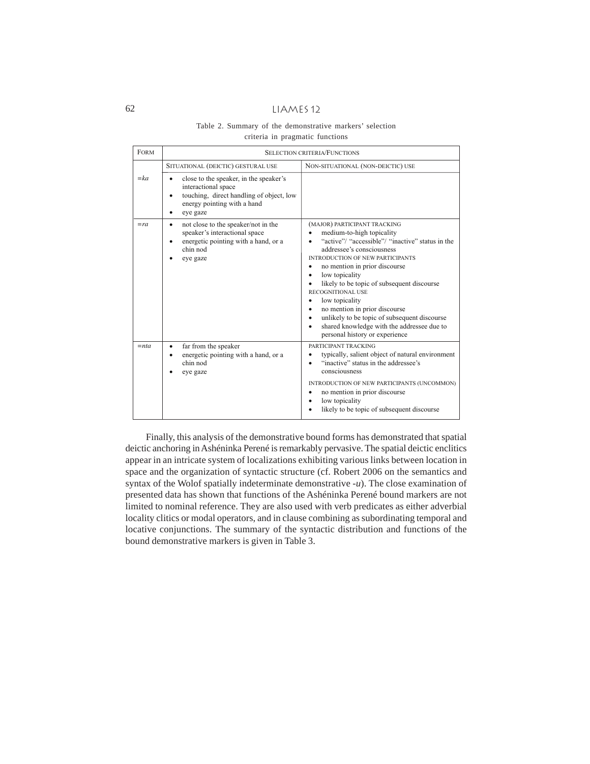Table 2. Summary of the demonstrative markers' selection criteria in pragmatic functions

| Form | Selection criteria/Functions | |
|---|---|---|
| | Situational (deictic) gestural use | Non-situational (non-deictic) use |
| *=ka* | • close to the speaker, in the speaker's interactional space<br>• touching, direct handling of object, low energy pointing with a hand<br>• eye gaze | |
| *=ra* | • not close to the speaker/not in the speaker's interactional space<br>• energetic pointing with a hand, or a chin nod<br>• eye gaze | (MAJOR) PARTICIPANT TRACKING<br>• medium-to-high topicality<br>• "active"/ "accessible"/ "inactive" status in the addressee's consciousness<br>INTRODUCTION OF NEW PARTICIPANTS<br>• no mention in prior discourse<br>• low topicality<br>• likely to be topic of subsequent discourse<br>RECOGNITIONAL USE<br>• low topicality<br>• no mention in prior discourse<br>• unlikely to be topic of subsequent discourse<br>• shared knowledge with the addressee due to personal history or experience |
| *=nta* | • far from the speaker<br>• energetic pointing with a hand, or a chin nod<br>• eye gaze | PARTICIPANT TRACKING<br>• typically, salient object of natural environment<br>• "inactive" status in the addressee's consciousness<br>INTRODUCTION OF NEW PARTICIPANTS (UNCOMMON)<br>• no mention in prior discourse<br>• low topicality<br>• likely to be topic of subsequent discourse |

Finally, this analysis of the demonstrative bound forms has demonstrated that spatial deictic anchoring in Ashéninka Perené is remarkably pervasive. The spatial deictic enclitics appear in an intricate system of localizations exhibiting various links between location in space and the organization of syntactic structure (cf. Robert 2006 on the semantics and syntax of the Wolof spatially indeterminate demonstrative *-u*). The close examination of presented data has shown that functions of the Ashéninka Perené bound markers are not limited to nominal reference. They are also used with verb predicates as either adverbial locality clitics or modal operators, and in clause combining as subordinating temporal and locative conjunctions. The summary of the syntactic distribution and functions of the bound demonstrative markers is given in Table 3.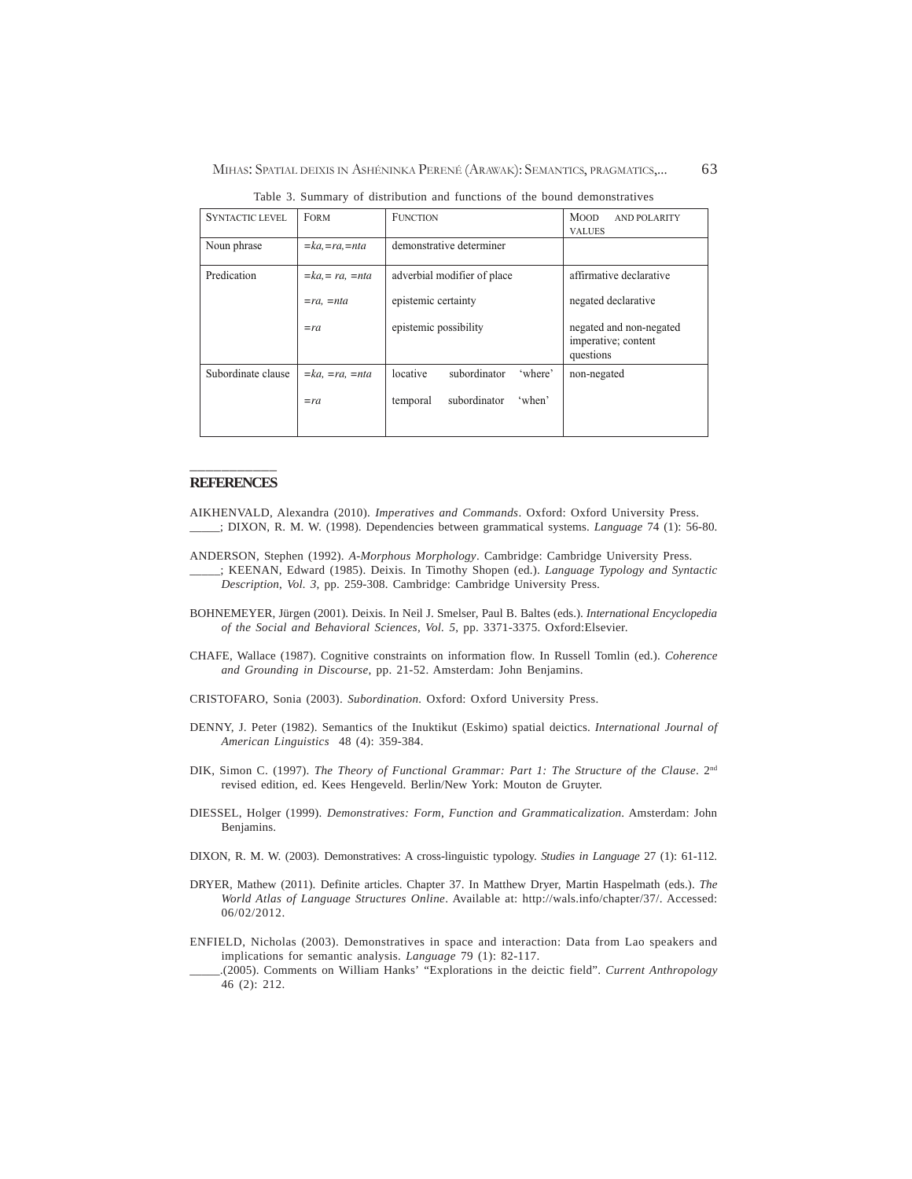Table 3. Summary of distribution and functions of the bound demonstratives

| SYNTACTIC LEVEL | FORM | FUNCTION | MOOD AND POLARITY VALUES |
|---|---|---|---|
| Noun phrase | *=ka,=ra,=nta* | demonstrative determiner | |
| Predication | *=ka,= ra, =nta* | adverbial modifier of place | affirmative declarative |
| | *=ra, =nta* | epistemic certainty | negated declarative |
| | *=ra* | epistemic possibility | negated and non-negated imperative; content questions |
| Subordinate clause | *=ka, =ra, =nta* | locative subordinator 'where' | non-negated |
| | *=ra* | temporal subordinator 'when' | |

## REFERENCES

AIKHENVALD, Alexandra (2010). *Imperatives and Commands*. Oxford: Oxford University Press.

_____; DIXON, R. M. W. (1998). Dependencies between grammatical systems. *Language* 74 (1): 56-80.

ANDERSON, Stephen (1992). *A-Morphous Morphology*. Cambridge: Cambridge University Press.

_____; KEENAN, Edward (1985). Deixis. In Timothy Shopen (ed.). *Language Typology and Syntactic Description, Vol. 3*, pp. 259-308. Cambridge: Cambridge University Press.

BOHNEMEYER, Jürgen (2001). Deixis. In Neil J. Smelser, Paul B. Baltes (eds.). *International Encyclopedia of the Social and Behavioral Sciences, Vol. 5*, pp. 3371-3375. Oxford:Elsevier.

CHAFE, Wallace (1987). Cognitive constraints on information flow. In Russell Tomlin (ed.). *Coherence and Grounding in Discourse*, pp. 21-52. Amsterdam: John Benjamins.

CRISTOFARO, Sonia (2003). *Subordination*. Oxford: Oxford University Press.

DENNY, J. Peter (1982). Semantics of the Inuktikut (Eskimo) spatial deictics. *International Journal of American Linguistics* 48 (4): 359-384.

DIK, Simon C. (1997). *The Theory of Functional Grammar: Part 1: The Structure of the Clause*. 2nd revised edition, ed. Kees Hengeveld. Berlin/New York: Mouton de Gruyter.

DIESSEL, Holger (1999). *Demonstratives: Form, Function and Grammaticalization*. Amsterdam: John Benjamins.

DIXON, R. M. W. (2003). Demonstratives: A cross-linguistic typology. *Studies in Language* 27 (1): 61-112.

DRYER, Mathew (2011). Definite articles. Chapter 37. In Matthew Dryer, Martin Haspelmath (eds.). *The World Atlas of Language Structures Online*. Available at: http://wals.info/chapter/37/. Accessed: 06/02/2012.

ENFIELD, Nicholas (2003). Demonstratives in space and interaction: Data from Lao speakers and implications for semantic analysis. *Language* 79 (1): 82-117.

_____.(2005). Comments on William Hanks' "Explorations in the deictic field". *Current Anthropology* 46 (2): 212.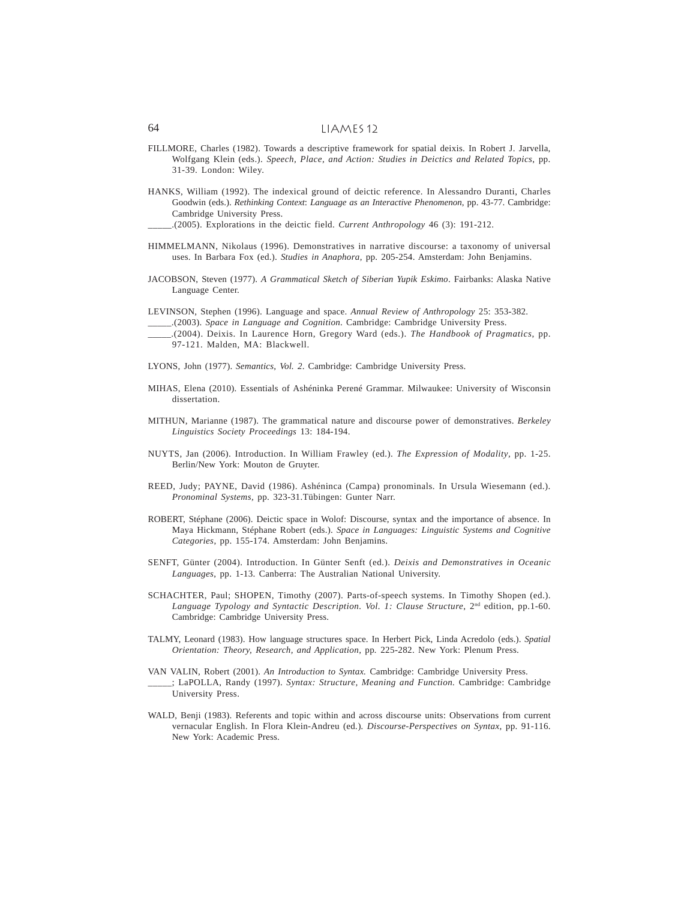FILLMORE, Charles (1982). Towards a descriptive framework for spatial deixis. In Robert J. Jarvella, Wolfgang Klein (eds.). *Speech, Place, and Action: Studies in Deictics and Related Topics*, pp. 31-39. London: Wiley.

HANKS, William (1992). The indexical ground of deictic reference. In Alessandro Duranti, Charles Goodwin (eds.). *Rethinking Context*: *Language as an Interactive Phenomenon*, pp. 43-77. Cambridge: Cambridge University Press.

_____.(2005). Explorations in the deictic field. *Current Anthropology* 46 (3): 191-212.

HIMMELMANN, Nikolaus (1996). Demonstratives in narrative discourse: a taxonomy of universal uses. In Barbara Fox (ed.). *Studies in Anaphora*, pp. 205-254. Amsterdam: John Benjamins.

JACOBSON, Steven (1977). *A Grammatical Sketch of Siberian Yupik Eskimo*. Fairbanks: Alaska Native Language Center.

LEVINSON, Stephen (1996). Language and space. *Annual Review of Anthropology* 25: 353-382.

_____.(2003). *Space in Language and Cognition*. Cambridge: Cambridge University Press.

_____.(2004). Deixis. In Laurence Horn, Gregory Ward (eds.). *The Handbook of Pragmatics*, pp. 97-121. Malden, MA: Blackwell.

LYONS, John (1977). *Semantics, Vol. 2*. Cambridge: Cambridge University Press.

MIHAS, Elena (2010). Essentials of Ashéninka Perené Grammar. Milwaukee: University of Wisconsin dissertation.

MITHUN, Marianne (1987). The grammatical nature and discourse power of demonstratives. *Berkeley Linguistics Society Proceedings* 13: 184-194.

NUYTS, Jan (2006). Introduction. In William Frawley (ed.). *The Expression of Modality*, pp. 1-25. Berlin/New York: Mouton de Gruyter.

REED, Judy; PAYNE, David (1986). Ashéninca (Campa) pronominals. In Ursula Wiesemann (ed.). *Pronominal Systems*, pp. 323-31.Tübingen: Gunter Narr.

ROBERT, Stéphane (2006). Deictic space in Wolof: Discourse, syntax and the importance of absence. In Maya Hickmann, Stéphane Robert (eds.). *Space in Languages: Linguistic Systems and Cognitive Categories*, pp. 155-174. Amsterdam: John Benjamins.

SENFT, Günter (2004). Introduction. In Günter Senft (ed.). *Deixis and Demonstratives in Oceanic Languages*, pp. 1-13. Canberra: The Australian National University.

SCHACHTER, Paul; SHOPEN, Timothy (2007). Parts-of-speech systems. In Timothy Shopen (ed.). *Language Typology and Syntactic Description. Vol. 1: Clause Structure*, 2nd edition, pp.1-60. Cambridge: Cambridge University Press.

TALMY, Leonard (1983). How language structures space. In Herbert Pick, Linda Acredolo (eds.). *Spatial Orientation: Theory, Research, and Application*, pp. 225-282. New York: Plenum Press.

VAN VALIN, Robert (2001). *An Introduction to Syntax.* Cambridge: Cambridge University Press.

_____; LaPOLLA, Randy (1997). *Syntax: Structure, Meaning and Function.* Cambridge: Cambridge University Press.

WALD, Benji (1983). Referents and topic within and across discourse units: Observations from current vernacular English. In Flora Klein-Andreu (ed.). *Discourse-Perspectives on Syntax*, pp. 91-116. New York: Academic Press.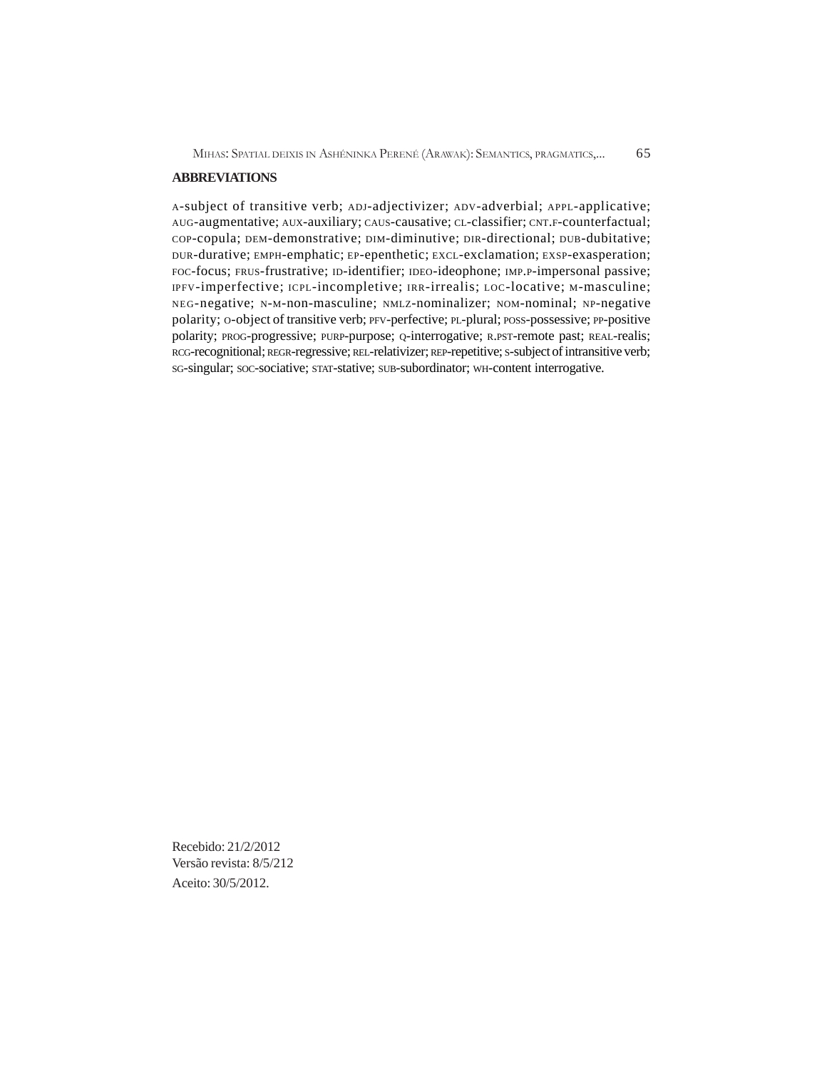**ABBREVIATIONS**

A-subject of transitive verb; ADJ-adjectivizer; ADV-adverbial; APPL-applicative; AUG-augmentative; AUX-auxiliary; CAUS-causative; CL-classifier; CNT.F-counterfactual; COP-copula; DEM-demonstrative; DIM-diminutive; DIR-directional; DUB-dubitative; DUR-durative; EMPH-emphatic; EP-epenthetic; EXCL-exclamation; EXSP-exasperation; FOC-focus; FRUS-frustrative; ID-identifier; IDEO-ideophone; IMP.P-impersonal passive; IPFV-imperfective; ICPL-incompletive; IRR-irrealis; LOC-locative; M-masculine; NEG-negative; N-M-non-masculine; NMLZ-nominalizer; NOM-nominal; NP-negative polarity; O-object of transitive verb; PFV-perfective; PL-plural; POSS-possessive; PP-positive polarity; PROG-progressive; PURP-purpose; Q-interrogative; R.PST-remote past; REAL-realis; RCG-recognitional; REGR-regressive; REL-relativizer; REP-repetitive; S-subject of intransitive verb; SG-singular; SOC-sociative; STAT-stative; SUB-subordinator; WH-content interrogative.

Recebido: 21/2/2012
Versão revista: 8/5/212
Aceito: 30/5/2012.